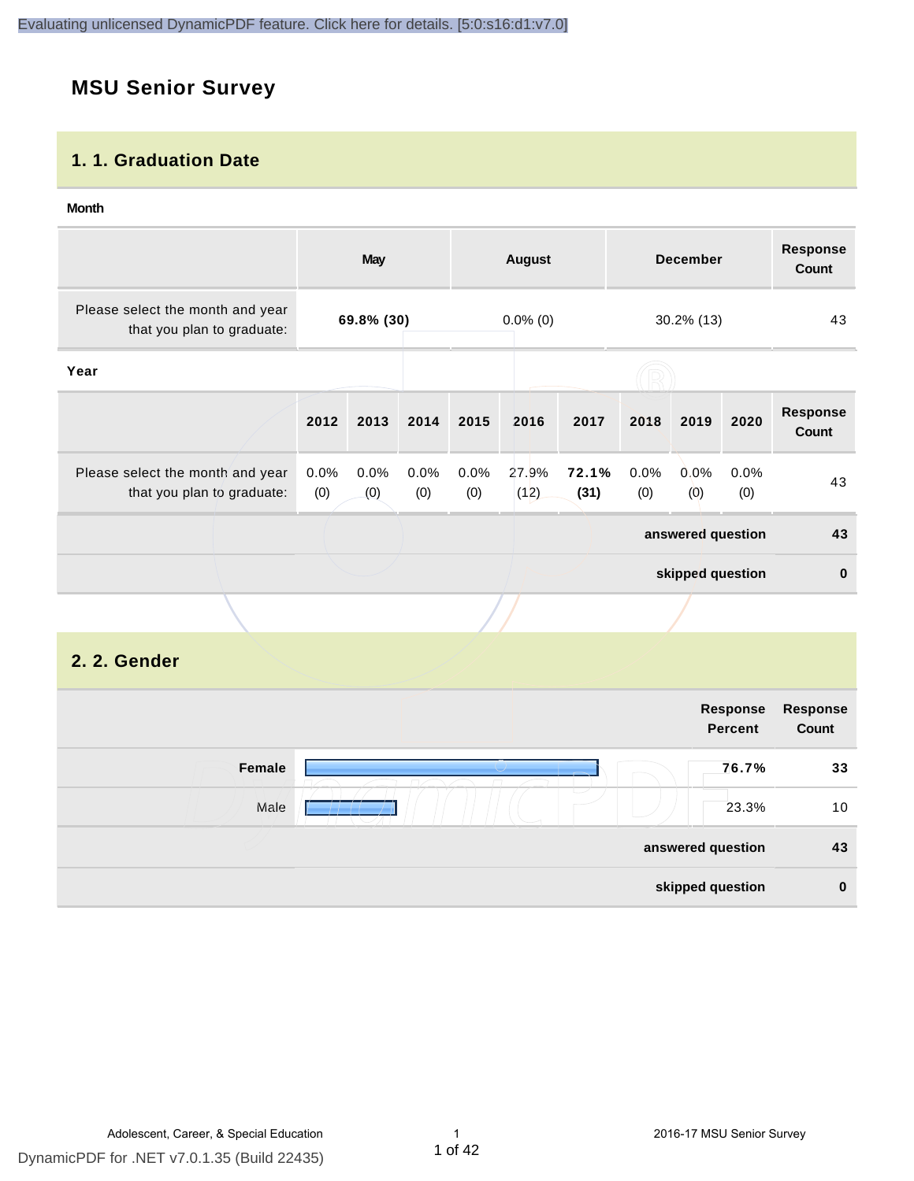Evaluating unlicensed DynamicPDF feature. Click here for details. [5:0:s16:d1:v7.0]

# MSU Senior Survey

## 1. 1. Graduation Date

**Month**

| | May | August | December | Response Count |
|---|---|---|---|---|
| Please select the month and year that you plan to graduate: | **69.8% (30)** | 0.0% (0) | 30.2% (13) | 43 |

**Year**

| | 2012 | 2013 | 2014 | 2015 | 2016 | 2017 | 2018 | 2019 | 2020 | Response Count |
|---|---|---|---|---|---|---|---|---|---|---|
| Please select the month and year that you plan to graduate: | 0.0% (0) | 0.0% (0) | 0.0% (0) | 0.0% (0) | 27.9% (12) | **72.1% (31)** | 0.0% (0) | 0.0% (0) | 0.0% (0) | 43 |
| | | | | | | | | | **answered question** | **43** |
| | | | | | | | | | **skipped question** | **0** |

## 2. 2. Gender

| | Response Percent | Response Count |
|---|---|---|
| **Female** | **76.7%** | **33** |
| Male | 23.3% | 10 |
| **answered question** | | **43** |
| **skipped question** | | **0** |

Adolescent, Career, & Special Education — 2016-17 MSU Senior Survey

DynamicPDF for .NET v7.0.1.35 (Build 22435)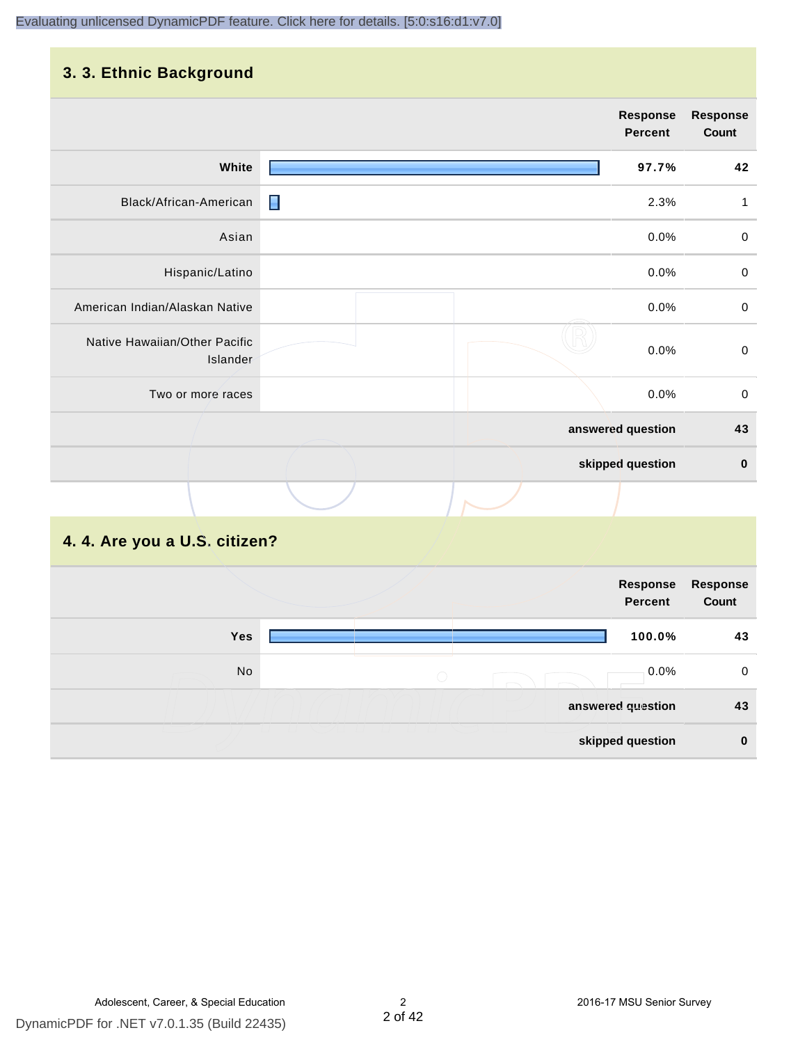## 3. 3. Ethnic Background

| | Response Percent | Response Count |
|---|---|---|
| **White** | **97.7%** | **42** |
| Black/African-American | 2.3% | 1 |
| Asian | 0.0% | 0 |
| Hispanic/Latino | 0.0% | 0 |
| American Indian/Alaskan Native | 0.0% | 0 |
| Native Hawaiian/Other Pacific Islander | 0.0% | 0 |
| Two or more races | 0.0% | 0 |
| | **answered question** | **43** |
| | **skipped question** | **0** |

## 4. 4. Are you a U.S. citizen?

| | Response Percent | Response Count |
|---|---|---|
| **Yes** | **100.0%** | **43** |
| No | 0.0% | 0 |
| | **answered question** | **43** |
| | **skipped question** | **0** |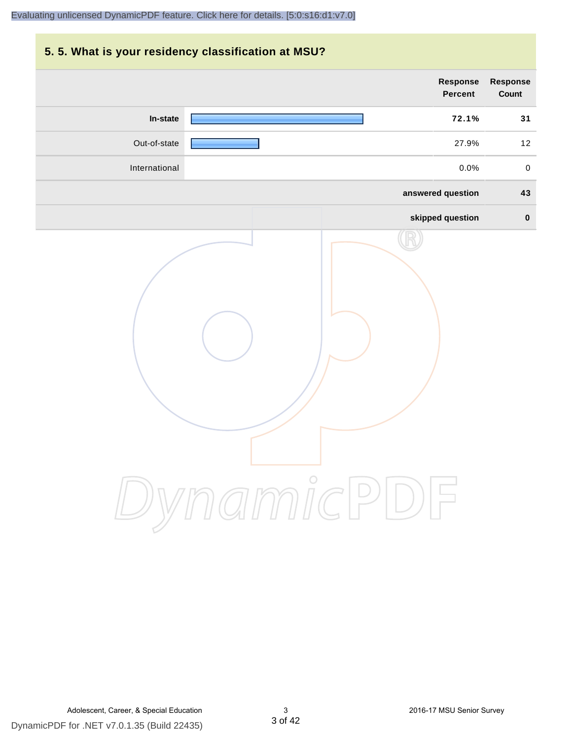## 5. 5. What is your residency classification at MSU?

| | Response Percent | Response Count |
|---|---|---|
| **In-state** | **72.1%** | **31** |
| Out-of-state | 27.9% | 12 |
| International | 0.0% | 0 |
| | **answered question** | **43** |
| | **skipped question** | **0** |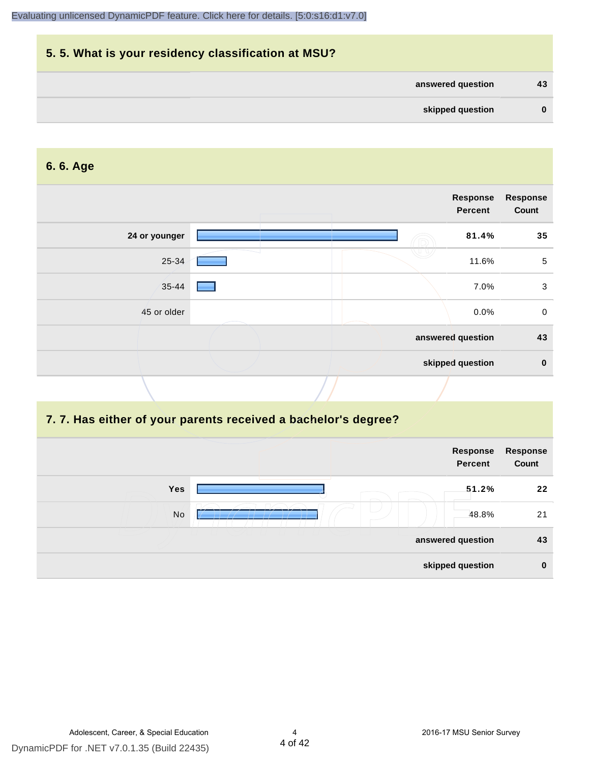## 5. 5. What is your residency classification at MSU?

| | |
|---|---|
| answered question | 43 |
| skipped question | 0 |

## 6. 6. Age

| | Response Percent | Response Count |
|---|---|---|
| **24 or younger** | **81.4%** | **35** |
| 25-34 | 11.6% | 5 |
| 35-44 | 7.0% | 3 |
| 45 or older | 0.0% | 0 |
| **answered question** | | **43** |
| **skipped question** | | **0** |

## 7. 7. Has either of your parents received a bachelor's degree?

| | Response Percent | Response Count |
|---|---|---|
| **Yes** | **51.2%** | **22** |
| No | 48.8% | 21 |
| **answered question** | | **43** |
| **skipped question** | | **0** |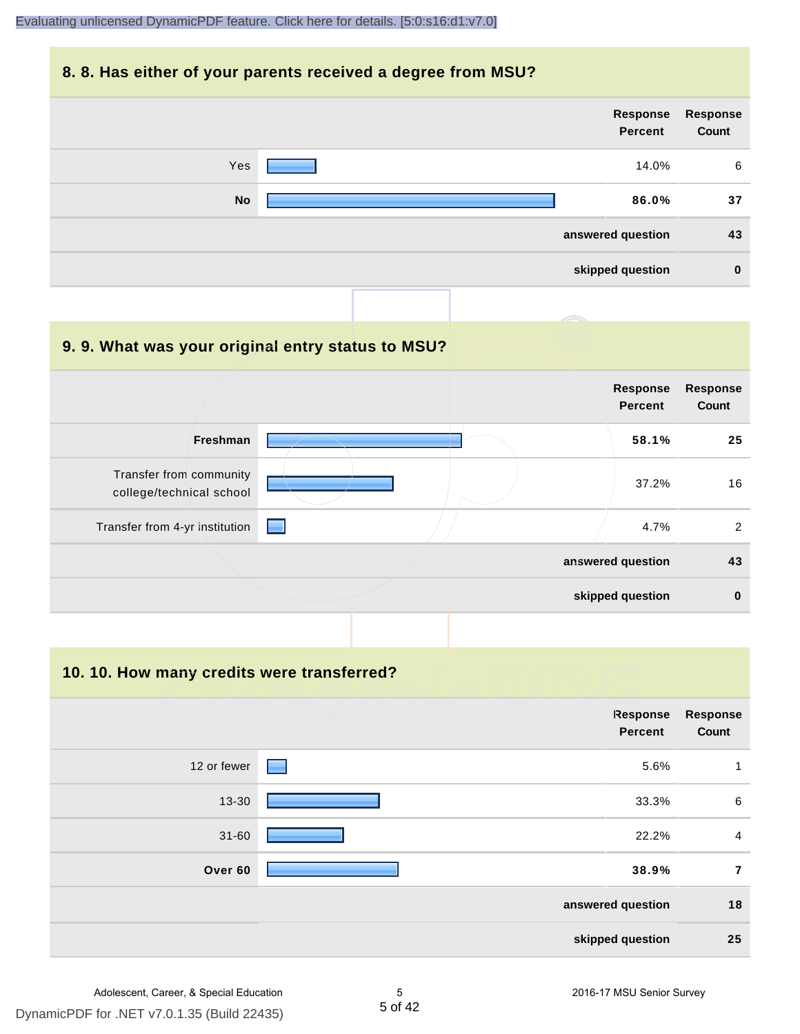## 8. 8. Has either of your parents received a degree from MSU?

| | Response Percent | Response Count |
|---|---|---|
| Yes | 14.0% | 6 |
| **No** | **86.0%** | **37** |
| **answered question** | | **43** |
| **skipped question** | | **0** |

## 9. 9. What was your original entry status to MSU?

| | Response Percent | Response Count |
|---|---|---|
| **Freshman** | **58.1%** | **25** |
| Transfer from community college/technical school | 37.2% | 16 |
| Transfer from 4-yr institution | 4.7% | 2 |
| **answered question** | | **43** |
| **skipped question** | | **0** |

## 10. 10. How many credits were transferred?

| | Response Percent | Response Count |
|---|---|---|
| 12 or fewer | 5.6% | 1 |
| 13-30 | 33.3% | 6 |
| 31-60 | 22.2% | 4 |
| **Over 60** | **38.9%** | **7** |
| **answered question** | | **18** |
| **skipped question** | | **25** |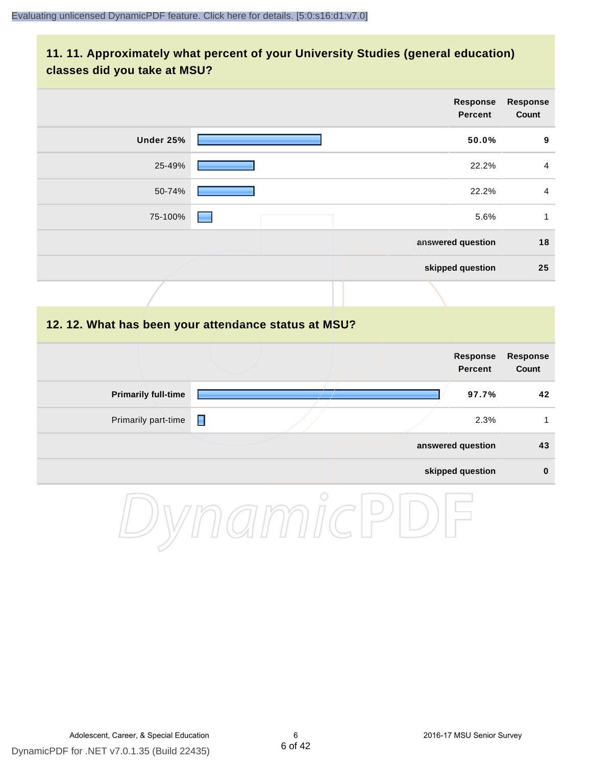## 11. 11. Approximately what percent of your University Studies (general education) classes did you take at MSU?

| | Response Percent | Response Count |
|---|---|---|
| **Under 25%** | **50.0%** | **9** |
| 25-49% | 22.2% | 4 |
| 50-74% | 22.2% | 4 |
| 75-100% | 5.6% | 1 |
| | **answered question** | **18** |
| | **skipped question** | **25** |

## 12. 12. What has been your attendance status at MSU?

| | Response Percent | Response Count |
|---|---|---|
| **Primarily full-time** | **97.7%** | **42** |
| Primarily part-time | 2.3% | 1 |
| | **answered question** | **43** |
| | **skipped question** | **0** |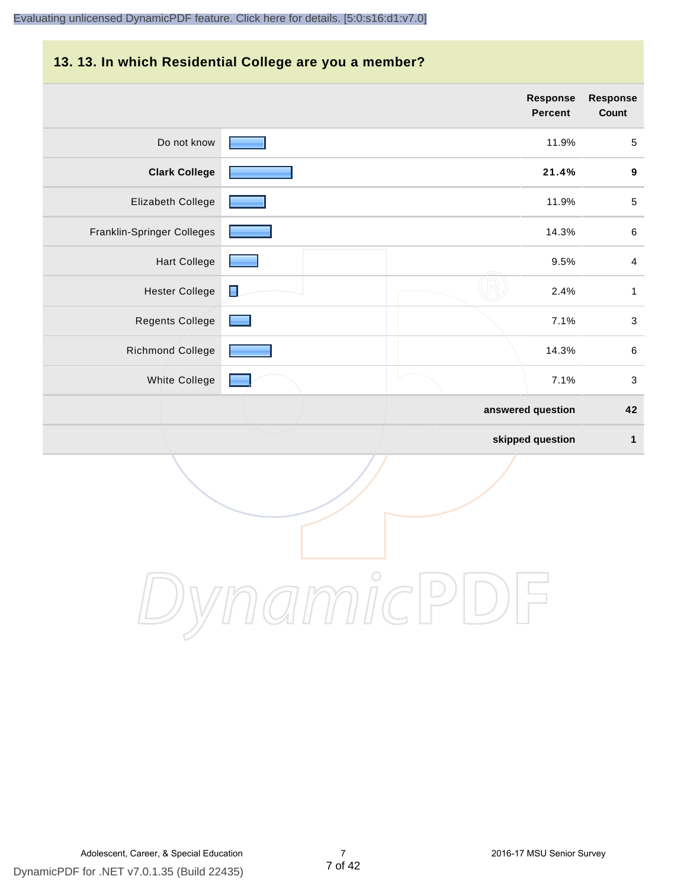## 13. 13. In which Residential College are you a member?

| | Response Percent | Response Count |
|---|---|---|
| Do not know | 11.9% | 5 |
| **Clark College** | **21.4%** | **9** |
| Elizabeth College | 11.9% | 5 |
| Franklin-Springer Colleges | 14.3% | 6 |
| Hart College | 9.5% | 4 |
| Hester College | 2.4% | 1 |
| Regents College | 7.1% | 3 |
| Richmond College | 14.3% | 6 |
| White College | 7.1% | 3 |
| | **answered question** | **42** |
| | **skipped question** | **1** |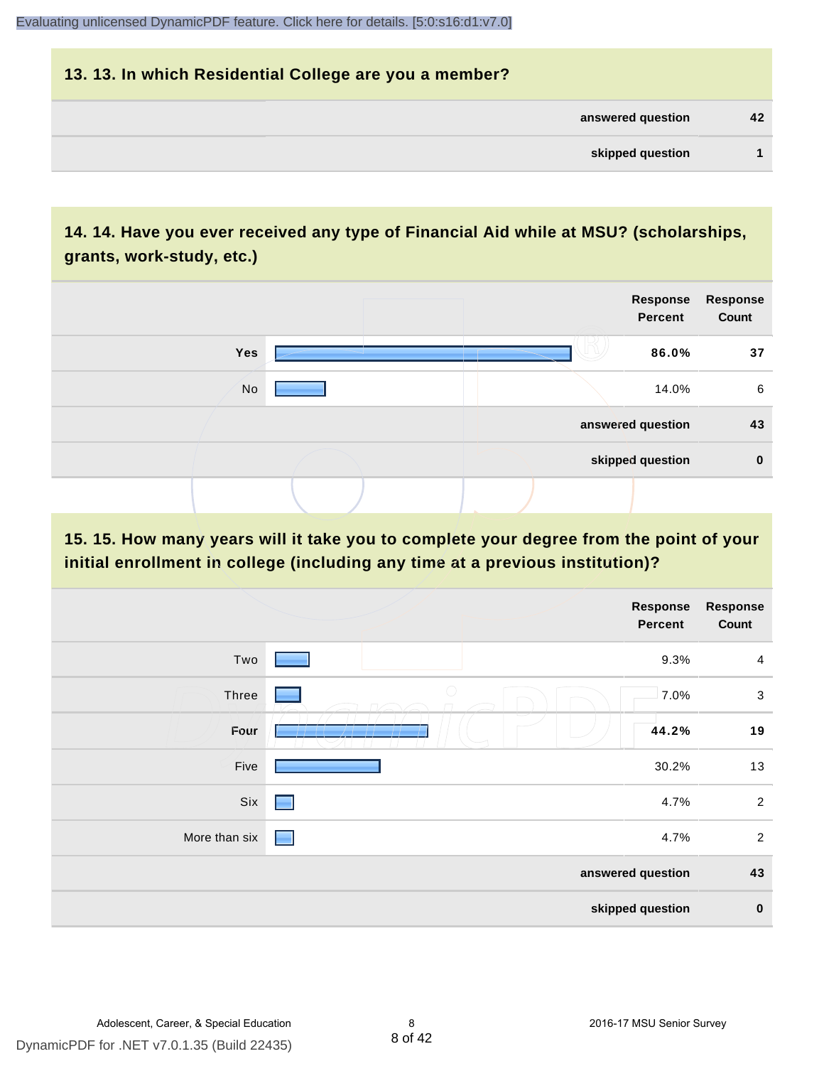## 13. 13. In which Residential College are you a member?

| | |
|---|---|
| answered question | 42 |
| skipped question | 1 |

## 14. 14. Have you ever received any type of Financial Aid while at MSU? (scholarships, grants, work-study, etc.)

| | Response Percent | Response Count |
|---|---|---|
| **Yes** | **86.0%** | **37** |
| No | 14.0% | 6 |
| answered question | | 43 |
| skipped question | | 0 |

## 15. 15. How many years will it take you to complete your degree from the point of your initial enrollment in college (including any time at a previous institution)?

| | Response Percent | Response Count |
|---|---|---|
| Two | 9.3% | 4 |
| Three | 7.0% | 3 |
| **Four** | **44.2%** | **19** |
| Five | 30.2% | 13 |
| Six | 4.7% | 2 |
| More than six | 4.7% | 2 |
| answered question | | 43 |
| skipped question | | 0 |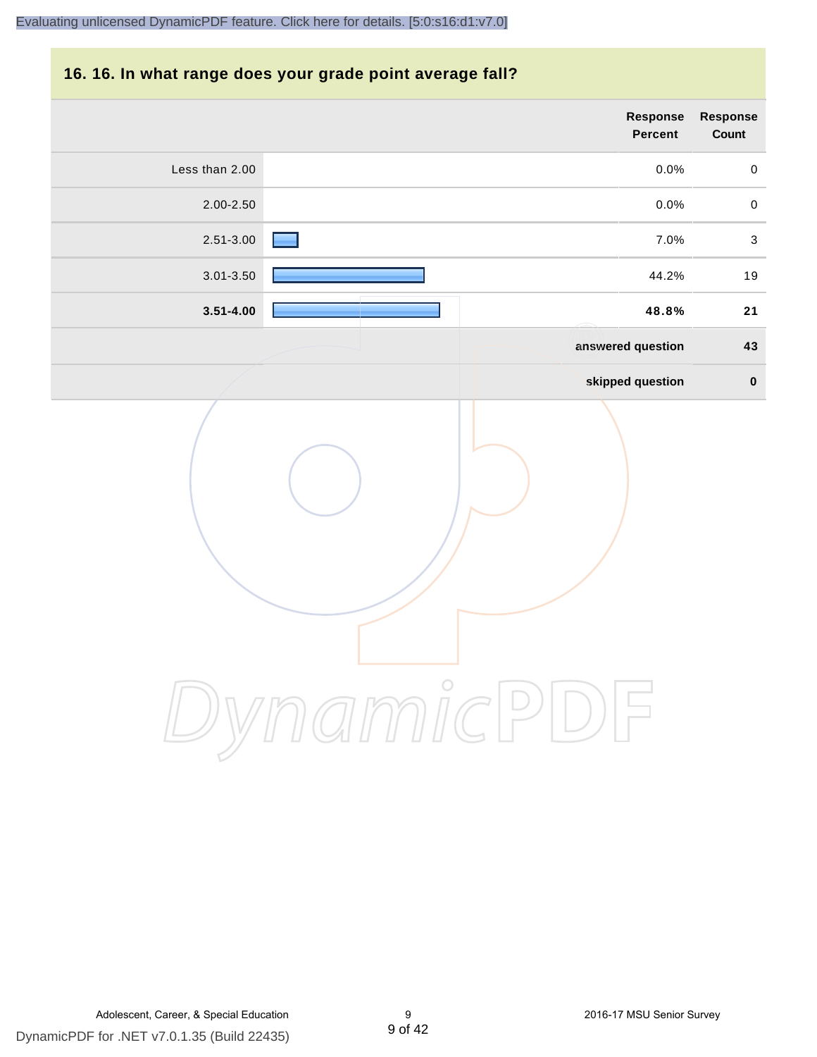## 16. 16. In what range does your grade point average fall?

| | Response Percent | Response Count |
|---|---|---|
| Less than 2.00 | 0.0% | 0 |
| 2.00-2.50 | 0.0% | 0 |
| 2.51-3.00 | 7.0% | 3 |
| 3.01-3.50 | 44.2% | 19 |
| **3.51-4.00** | **48.8%** | **21** |
| | **answered question** | **43** |
| | **skipped question** | **0** |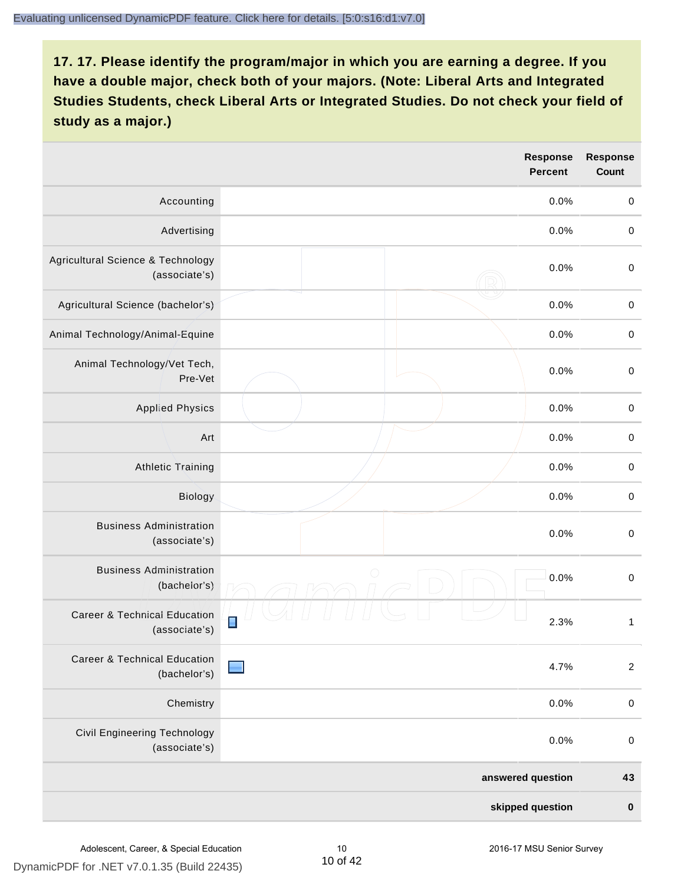## 17. 17. Please identify the program/major in which you are earning a degree. If you have a double major, check both of your majors. (Note: Liberal Arts and Integrated Studies Students, check Liberal Arts or Integrated Studies. Do not check your field of study as a major.)

| | Response Percent | Response Count |
|---|---|---|
| Accounting | 0.0% | 0 |
| Advertising | 0.0% | 0 |
| Agricultural Science & Technology (associate's) | 0.0% | 0 |
| Agricultural Science (bachelor's) | 0.0% | 0 |
| Animal Technology/Animal-Equine | 0.0% | 0 |
| Animal Technology/Vet Tech, Pre-Vet | 0.0% | 0 |
| Applied Physics | 0.0% | 0 |
| Art | 0.0% | 0 |
| Athletic Training | 0.0% | 0 |
| Biology | 0.0% | 0 |
| Business Administration (associate's) | 0.0% | 0 |
| Business Administration (bachelor's) | 0.0% | 0 |
| Career & Technical Education (associate's) | 2.3% | 1 |
| Career & Technical Education (bachelor's) | 4.7% | 2 |
| Chemistry | 0.0% | 0 |
| Civil Engineering Technology (associate's) | 0.0% | 0 |
| **answered question** | | **43** |
| **skipped question** | | **0** |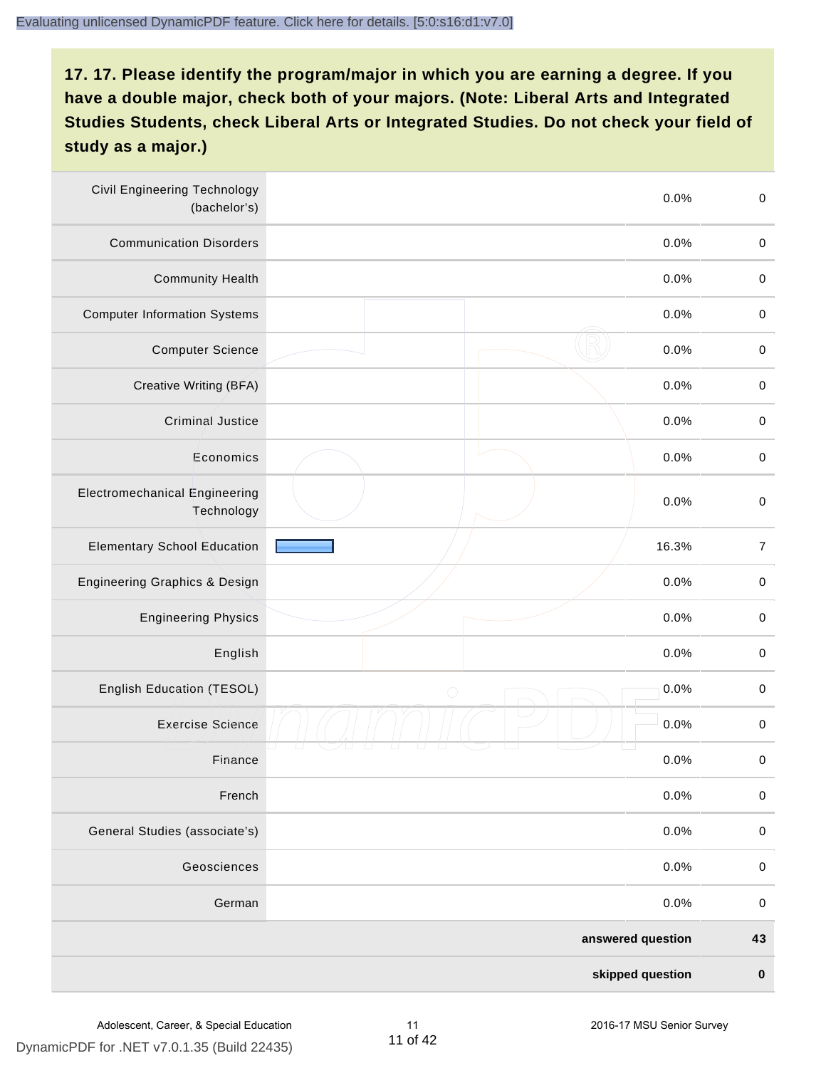Evaluating unlicensed DynamicPDF feature. Click here for details. [5:0:s16:d1:v7.0]

## 17. 17. Please identify the program/major in which you are earning a degree. If you have a double major, check both of your majors. (Note: Liberal Arts and Integrated Studies Students, check Liberal Arts or Integrated Studies. Do not check your field of study as a major.)

| Program/Major | | Percent | Count |
|---|---|---|---|
| Civil Engineering Technology (bachelor's) | | 0.0% | 0 |
| Communication Disorders | | 0.0% | 0 |
| Community Health | | 0.0% | 0 |
| Computer Information Systems | | 0.0% | 0 |
| Computer Science | | 0.0% | 0 |
| Creative Writing (BFA) | | 0.0% | 0 |
| Criminal Justice | | 0.0% | 0 |
| Economics | | 0.0% | 0 |
| Electromechanical Engineering Technology | | 0.0% | 0 |
| Elementary School Education | | 16.3% | 7 |
| Engineering Graphics & Design | | 0.0% | 0 |
| Engineering Physics | | 0.0% | 0 |
| English | | 0.0% | 0 |
| English Education (TESOL) | | 0.0% | 0 |
| Exercise Science | | 0.0% | 0 |
| Finance | | 0.0% | 0 |
| French | | 0.0% | 0 |
| General Studies (associate's) | | 0.0% | 0 |
| Geosciences | | 0.0% | 0 |
| German | | 0.0% | 0 |
| | | **answered question** | **43** |
| | | **skipped question** | **0** |

DynamicPDF for .NET v7.0.1.35 (Build 22435)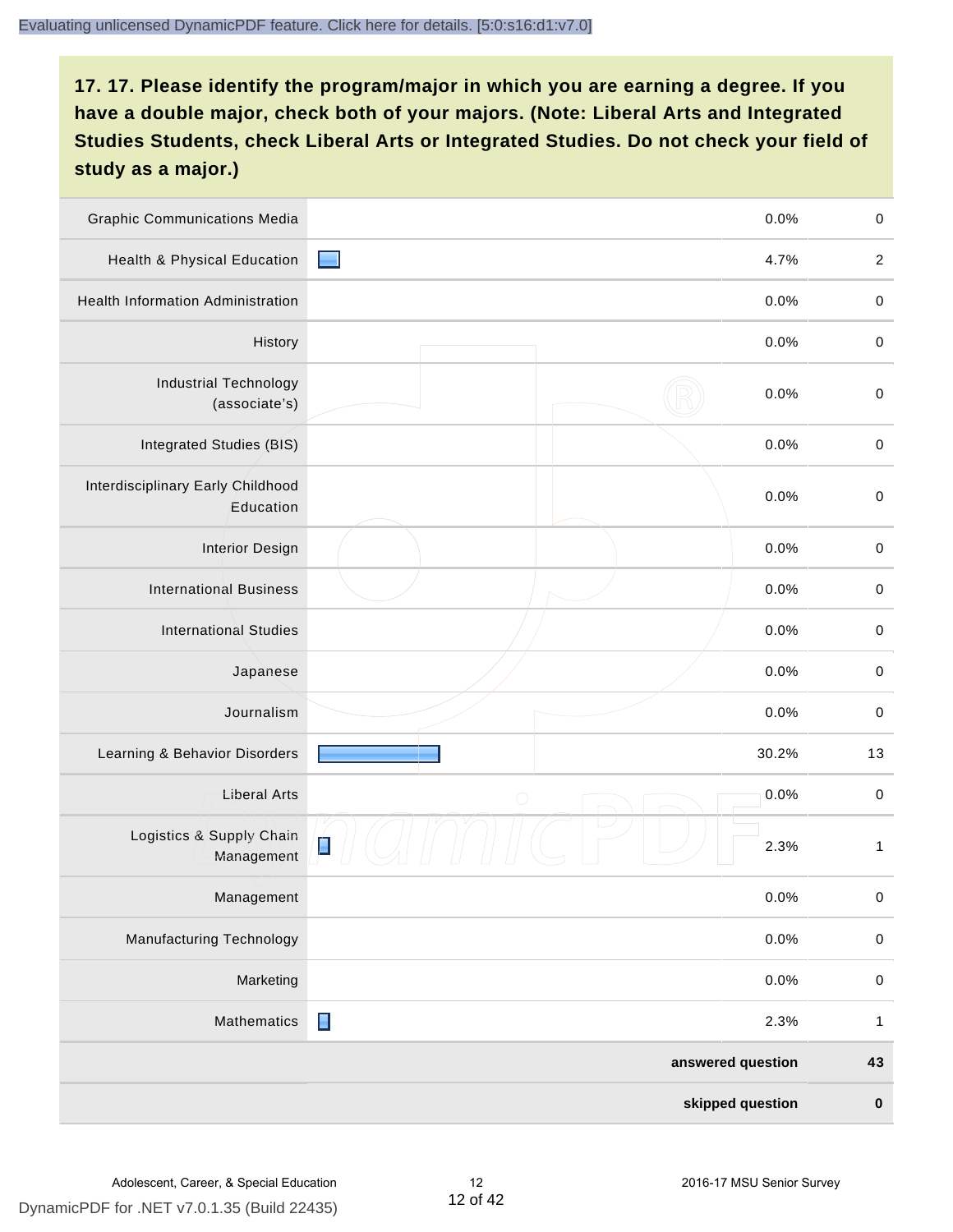## 17. 17. Please identify the program/major in which you are earning a degree. If you have a double major, check both of your majors. (Note: Liberal Arts and Integrated Studies Students, check Liberal Arts or Integrated Studies. Do not check your field of study as a major.)

| Major | Percent | Count |
|---|---|---|
| Graphic Communications Media | 0.0% | 0 |
| Health & Physical Education | 4.7% | 2 |
| Health Information Administration | 0.0% | 0 |
| History | 0.0% | 0 |
| Industrial Technology (associate's) | 0.0% | 0 |
| Integrated Studies (BIS) | 0.0% | 0 |
| Interdisciplinary Early Childhood Education | 0.0% | 0 |
| Interior Design | 0.0% | 0 |
| International Business | 0.0% | 0 |
| International Studies | 0.0% | 0 |
| Japanese | 0.0% | 0 |
| Journalism | 0.0% | 0 |
| Learning & Behavior Disorders | 30.2% | 13 |
| Liberal Arts | 0.0% | 0 |
| Logistics & Supply Chain Management | 2.3% | 1 |
| Management | 0.0% | 0 |
| Manufacturing Technology | 0.0% | 0 |
| Marketing | 0.0% | 0 |
| Mathematics | 2.3% | 1 |
| | **answered question** | **43** |
| | **skipped question** | **0** |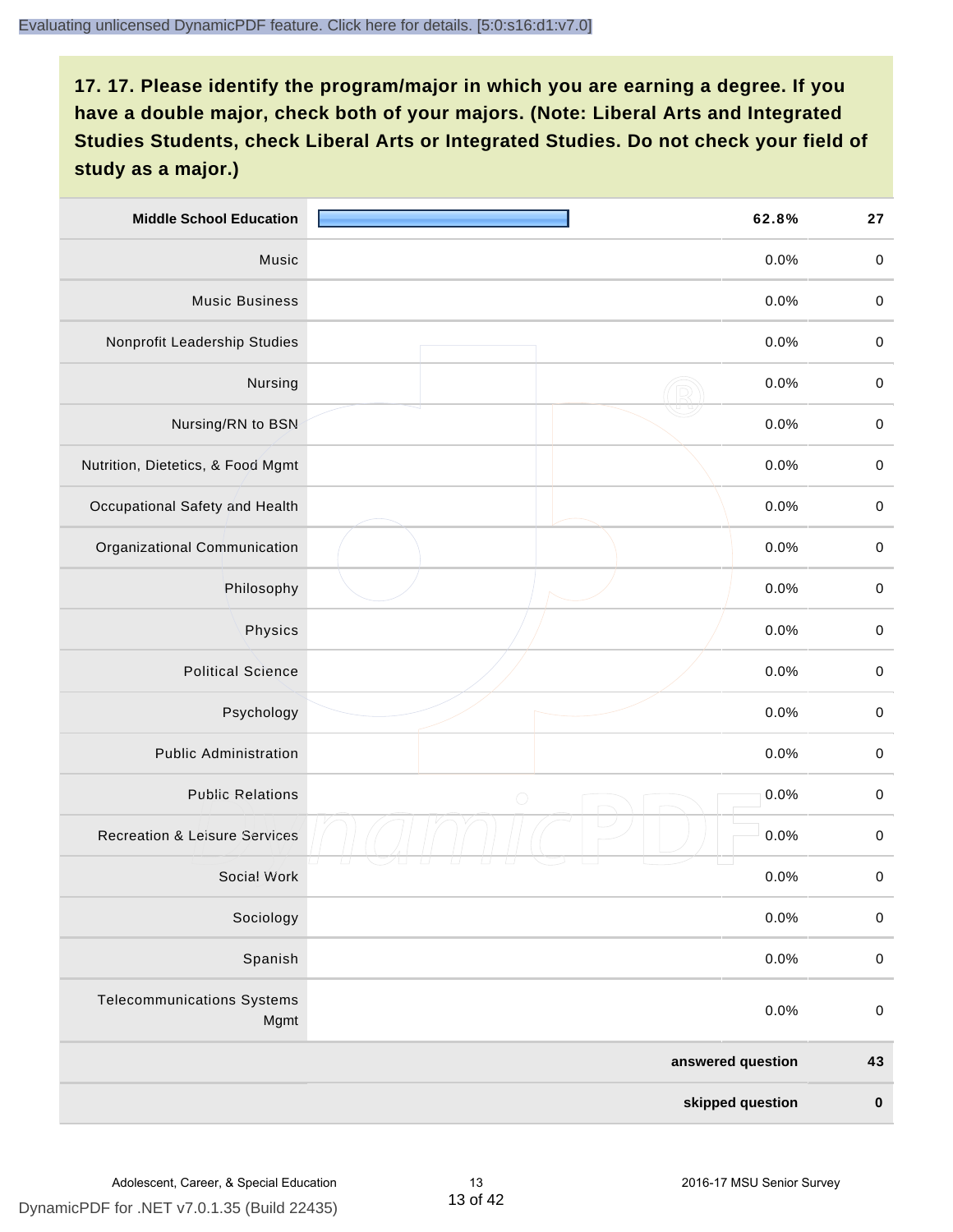## 17. 17. Please identify the program/major in which you are earning a degree. If you have a double major, check both of your majors. (Note: Liberal Arts and Integrated Studies Students, check Liberal Arts or Integrated Studies. Do not check your field of study as a major.)

| Program/Major | Percent | Count |
|---|---|---|
| **Middle School Education** | **62.8%** | **27** |
| Music | 0.0% | 0 |
| Music Business | 0.0% | 0 |
| Nonprofit Leadership Studies | 0.0% | 0 |
| Nursing | 0.0% | 0 |
| Nursing/RN to BSN | 0.0% | 0 |
| Nutrition, Dietetics, & Food Mgmt | 0.0% | 0 |
| Occupational Safety and Health | 0.0% | 0 |
| Organizational Communication | 0.0% | 0 |
| Philosophy | 0.0% | 0 |
| Physics | 0.0% | 0 |
| Political Science | 0.0% | 0 |
| Psychology | 0.0% | 0 |
| Public Administration | 0.0% | 0 |
| Public Relations | 0.0% | 0 |
| Recreation & Leisure Services | 0.0% | 0 |
| Social Work | 0.0% | 0 |
| Sociology | 0.0% | 0 |
| Spanish | 0.0% | 0 |
| Telecommunications Systems Mgmt | 0.0% | 0 |
| | **answered question** | **43** |
| | **skipped question** | **0** |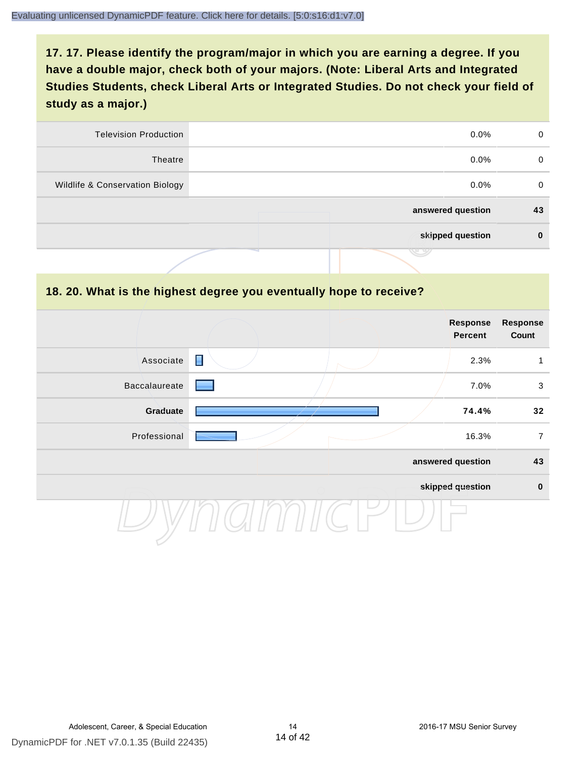## 17. 17. Please identify the program/major in which you are earning a degree. If you have a double major, check both of your majors. (Note: Liberal Arts and Integrated Studies Students, check Liberal Arts or Integrated Studies. Do not check your field of study as a major.)

| | Response Percent | Response Count |
|---|---|---|
| Television Production | 0.0% | 0 |
| Theatre | 0.0% | 0 |
| Wildlife & Conservation Biology | 0.0% | 0 |
| **answered question** | | **43** |
| **skipped question** | | **0** |

## 18. 20. What is the highest degree you eventually hope to receive?

| | Response Percent | Response Count |
|---|---|---|
| Associate | 2.3% | 1 |
| Baccalaureate | 7.0% | 3 |
| **Graduate** | **74.4%** | **32** |
| Professional | 16.3% | 7 |
| **answered question** | | **43** |
| **skipped question** | | **0** |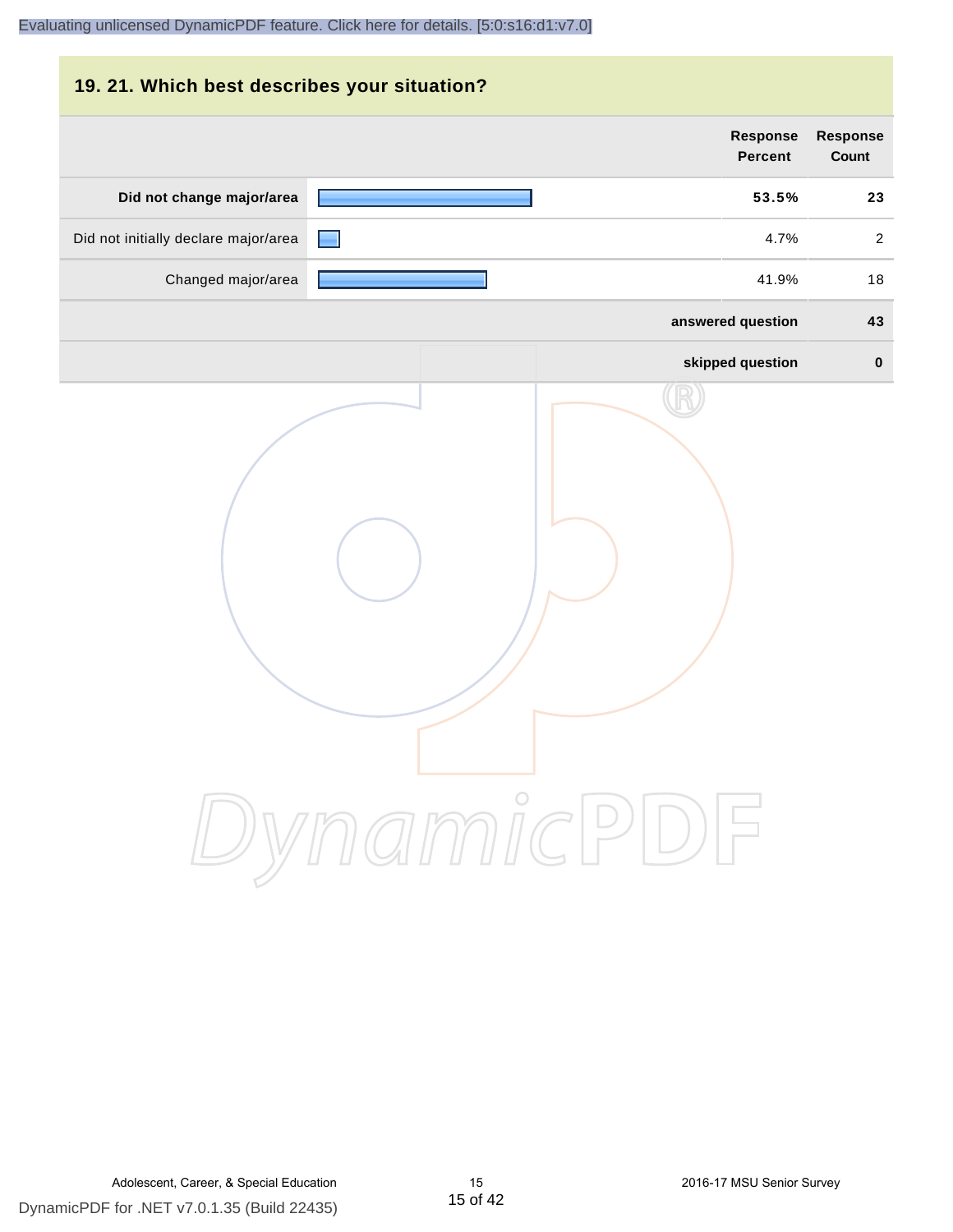## 19. 21. Which best describes your situation?

| | Response Percent | Response Count |
|---|---|---|
| **Did not change major/area** | **53.5%** | **23** |
| Did not initially declare major/area | 4.7% | 2 |
| Changed major/area | 41.9% | 18 |
| | **answered question** | **43** |
| | **skipped question** | **0** |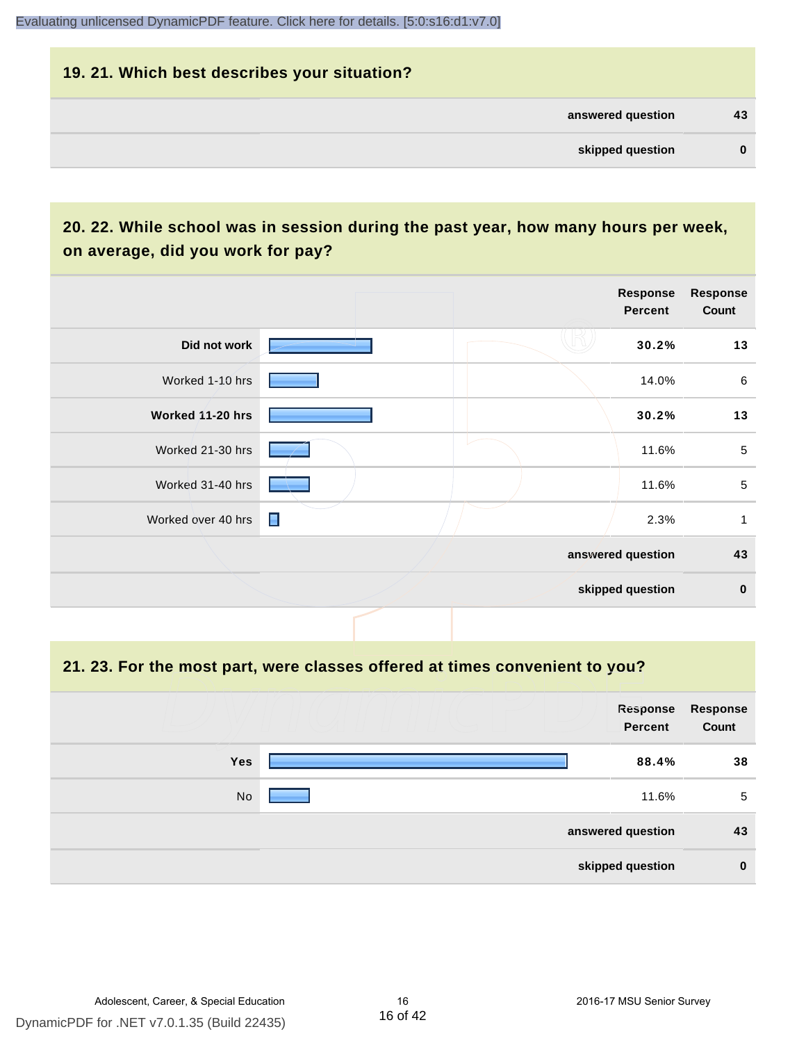Evaluating unlicensed DynamicPDF feature. Click here for details. [5:0:s16:d1:v7.0]

## 19. 21. Which best describes your situation?

| | |
|---|---|
| **answered question** | **43** |
| **skipped question** | **0** |

## 20. 22. While school was in session during the past year, how many hours per week, on average, did you work for pay?

| | Response Percent | Response Count |
|---|---|---|
| **Did not work** | **30.2%** | **13** |
| Worked 1-10 hrs | 14.0% | 6 |
| **Worked 11-20 hrs** | **30.2%** | **13** |
| Worked 21-30 hrs | 11.6% | 5 |
| Worked 31-40 hrs | 11.6% | 5 |
| Worked over 40 hrs | 2.3% | 1 |
| | **answered question** | **43** |
| | **skipped question** | **0** |

## 21. 23. For the most part, were classes offered at times convenient to you?

| | Response Percent | Response Count |
|---|---|---|
| **Yes** | **88.4%** | **38** |
| No | 11.6% | 5 |
| | **answered question** | **43** |
| | **skipped question** | **0** |

Adolescent, Career, & Special Education — 2016-17 MSU Senior Survey

DynamicPDF for .NET v7.0.1.35 (Build 22435)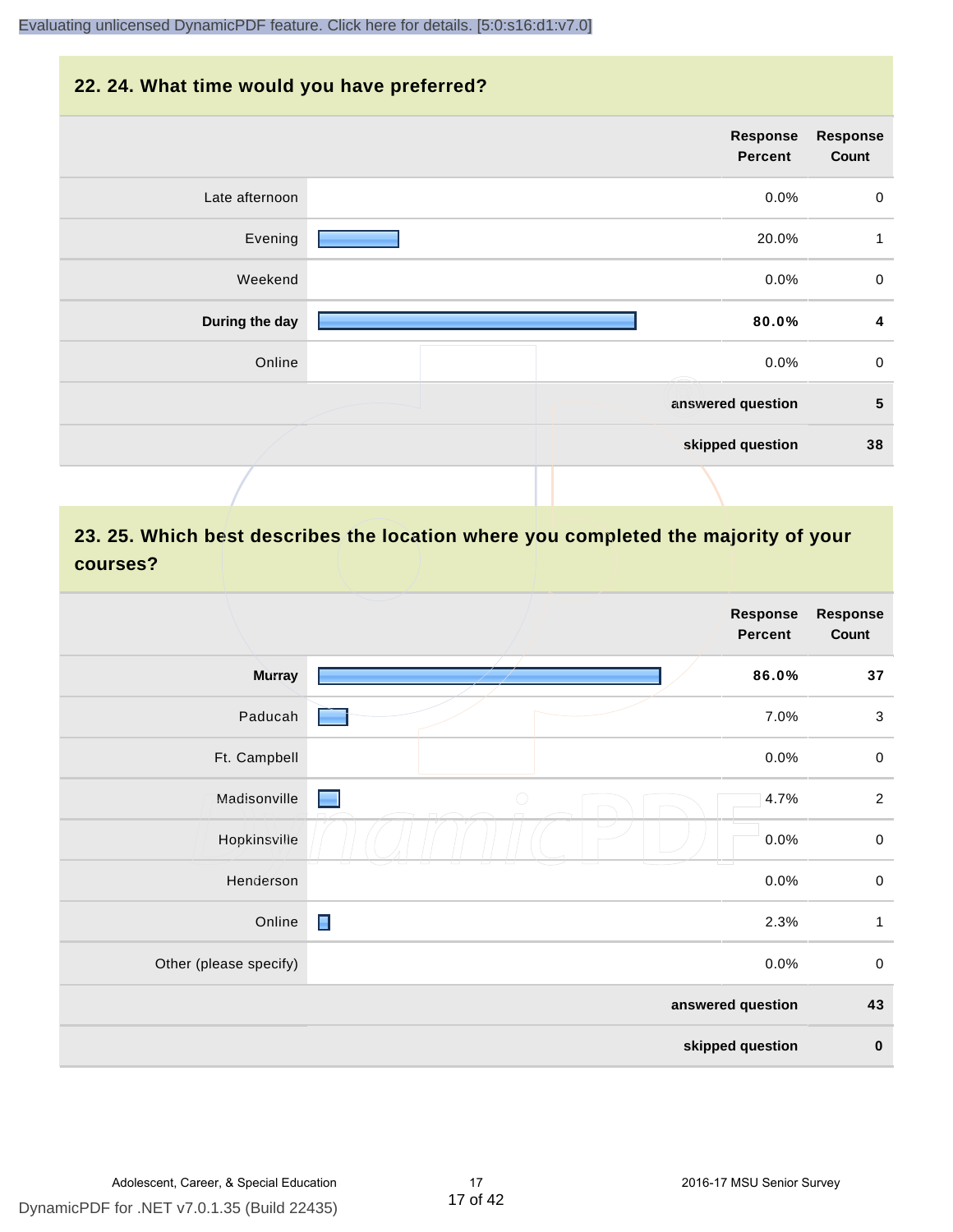## 22. 24. What time would you have preferred?

| | Response Percent | Response Count |
|---|---|---|
| Late afternoon | 0.0% | 0 |
| Evening | 20.0% | 1 |
| Weekend | 0.0% | 0 |
| **During the day** | **80.0%** | **4** |
| Online | 0.0% | 0 |
| | **answered question** | **5** |
| | **skipped question** | **38** |

## 23. 25. Which best describes the location where you completed the majority of your courses?

| | Response Percent | Response Count |
|---|---|---|
| **Murray** | **86.0%** | **37** |
| Paducah | 7.0% | 3 |
| Ft. Campbell | 0.0% | 0 |
| Madisonville | 4.7% | 2 |
| Hopkinsville | 0.0% | 0 |
| Henderson | 0.0% | 0 |
| Online | 2.3% | 1 |
| Other (please specify) | 0.0% | 0 |
| | **answered question** | **43** |
| | **skipped question** | **0** |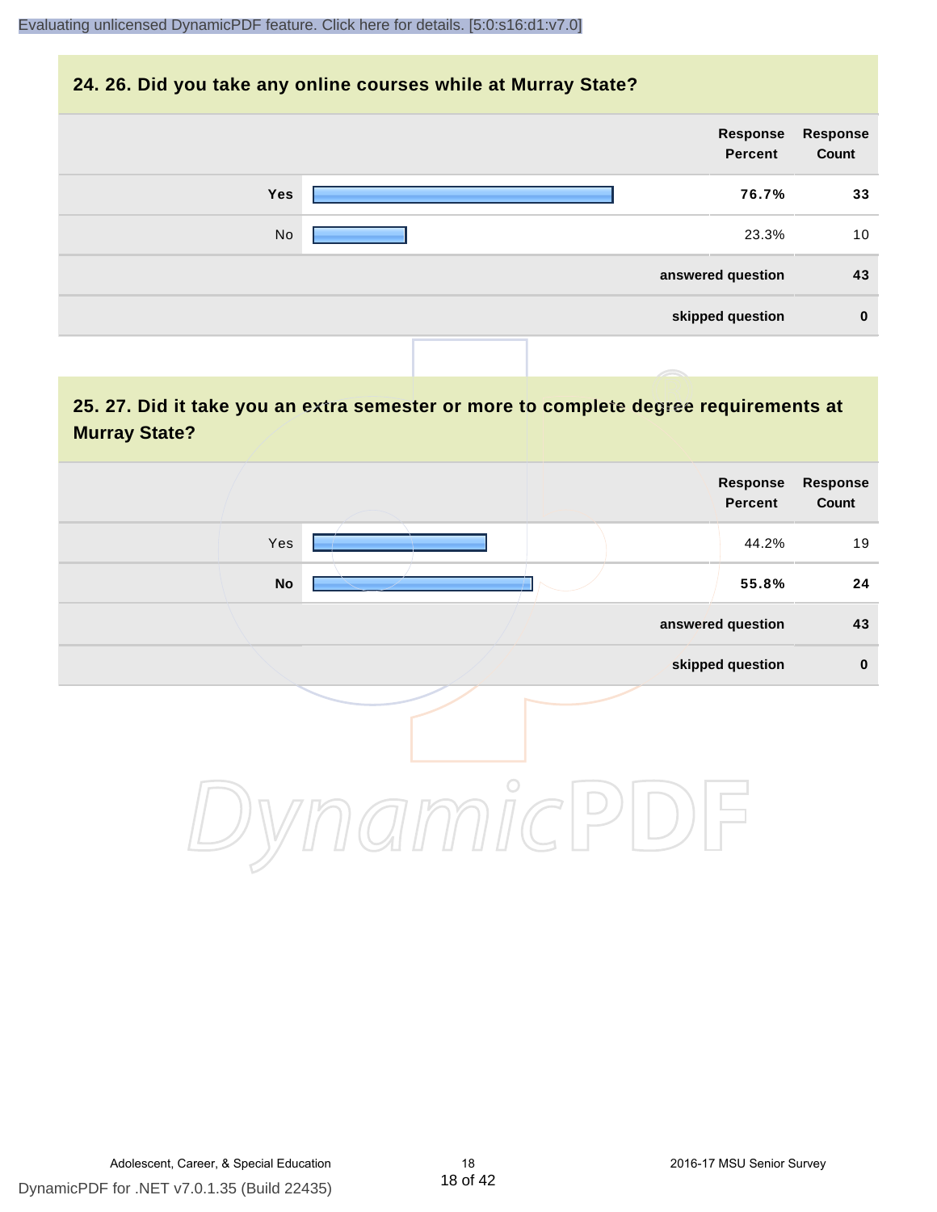## 24. 26. Did you take any online courses while at Murray State?

| | Response Percent | Response Count |
|---|---|---|
| **Yes** | **76.7%** | **33** |
| No | 23.3% | 10 |
| | **answered question** | **43** |
| | **skipped question** | **0** |

## 25. 27. Did it take you an extra semester or more to complete degree requirements at Murray State?

| | Response Percent | Response Count |
|---|---|---|
| Yes | 44.2% | 19 |
| **No** | **55.8%** | **24** |
| | **answered question** | **43** |
| | **skipped question** | **0** |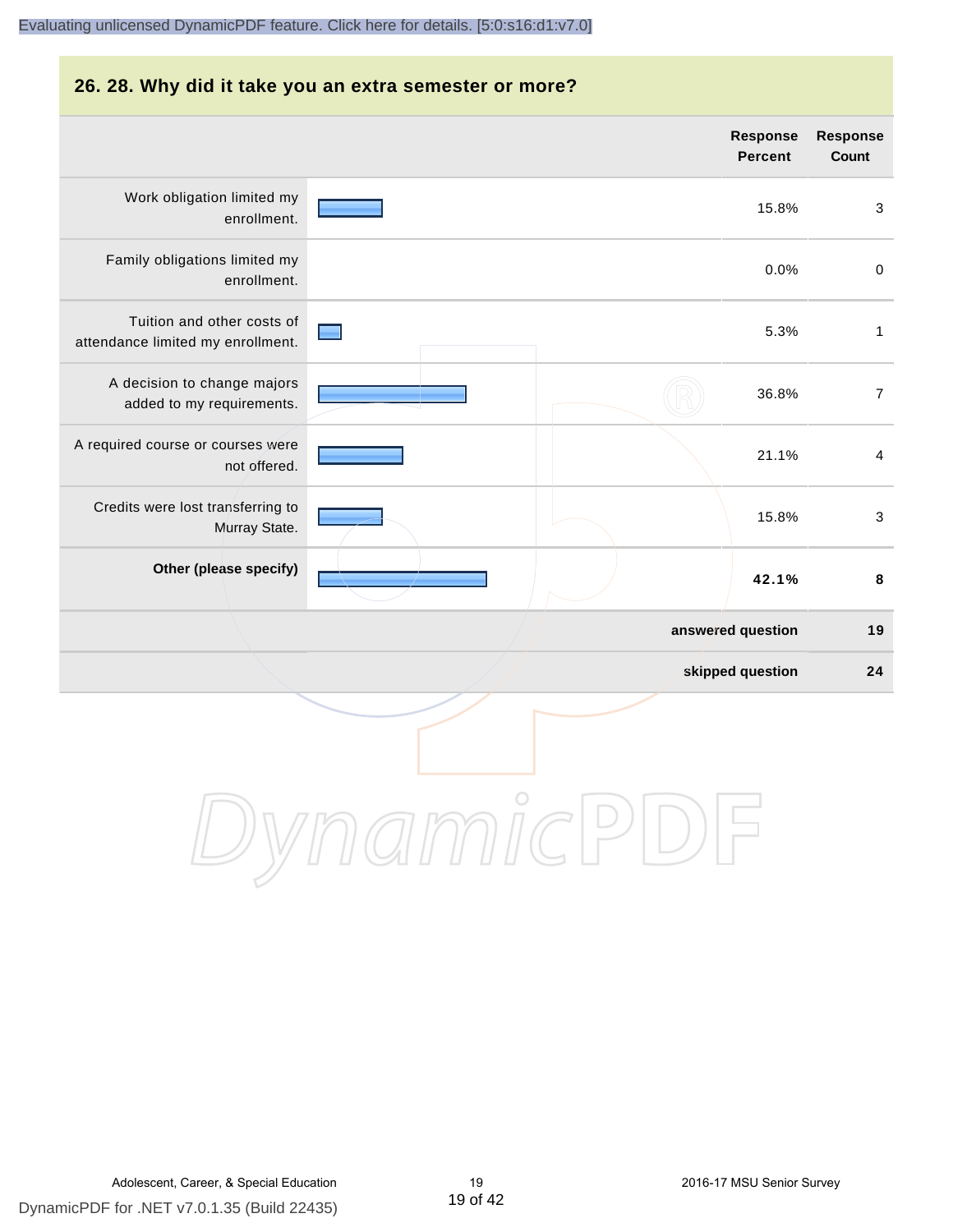## 26. 28. Why did it take you an extra semester or more?

| | Response Percent | Response Count |
|---|---|---|
| Work obligation limited my enrollment. | 15.8% | 3 |
| Family obligations limited my enrollment. | 0.0% | 0 |
| Tuition and other costs of attendance limited my enrollment. | 5.3% | 1 |
| A decision to change majors added to my requirements. | 36.8% | 7 |
| A required course or courses were not offered. | 21.1% | 4 |
| Credits were lost transferring to Murray State. | 15.8% | 3 |
| **Other (please specify)** | **42.1%** | **8** |
| | **answered question** | **19** |
| | **skipped question** | **24** |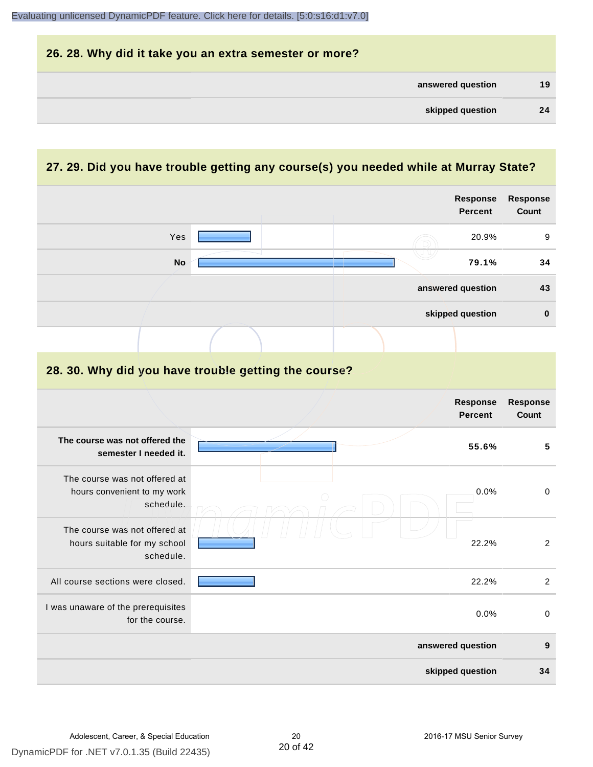## 26. 28. Why did it take you an extra semester or more?

| | |
|---|---|
| **answered question** | **19** |
| **skipped question** | **24** |

## 27. 29. Did you have trouble getting any course(s) you needed while at Murray State?

| | Response Percent | Response Count |
|---|---|---|
| Yes | 20.9% | 9 |
| **No** | **79.1%** | **34** |
| **answered question** | | **43** |
| **skipped question** | | **0** |

## 28. 30. Why did you have trouble getting the course?

| | Response Percent | Response Count |
|---|---|---|
| **The course was not offered the semester I needed it.** | **55.6%** | **5** |
| The course was not offered at hours convenient to my work schedule. | 0.0% | 0 |
| The course was not offered at hours suitable for my school schedule. | 22.2% | 2 |
| All course sections were closed. | 22.2% | 2 |
| I was unaware of the prerequisites for the course. | 0.0% | 0 |
| **answered question** | | **9** |
| **skipped question** | | **34** |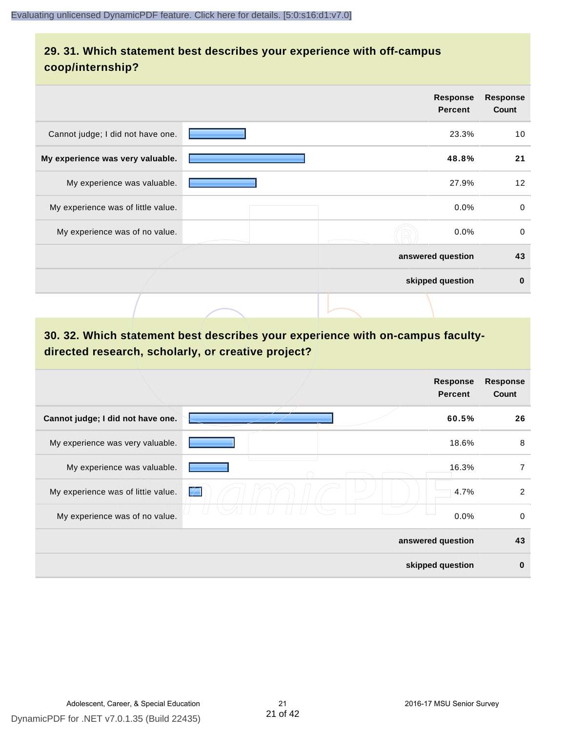## 29. 31. Which statement best describes your experience with off-campus coop/internship?

| | Response Percent | Response Count |
|---|---|---|
| Cannot judge; I did not have one. | 23.3% | 10 |
| **My experience was very valuable.** | **48.8%** | **21** |
| My experience was valuable. | 27.9% | 12 |
| My experience was of little value. | 0.0% | 0 |
| My experience was of no value. | 0.0% | 0 |
| | **answered question** | **43** |
| | **skipped question** | **0** |

## 30. 32. Which statement best describes your experience with on-campus faculty-directed research, scholarly, or creative project?

| | Response Percent | Response Count |
|---|---|---|
| **Cannot judge; I did not have one.** | **60.5%** | **26** |
| My experience was very valuable. | 18.6% | 8 |
| My experience was valuable. | 16.3% | 7 |
| My experience was of little value. | 4.7% | 2 |
| My experience was of no value. | 0.0% | 0 |
| | **answered question** | **43** |
| | **skipped question** | **0** |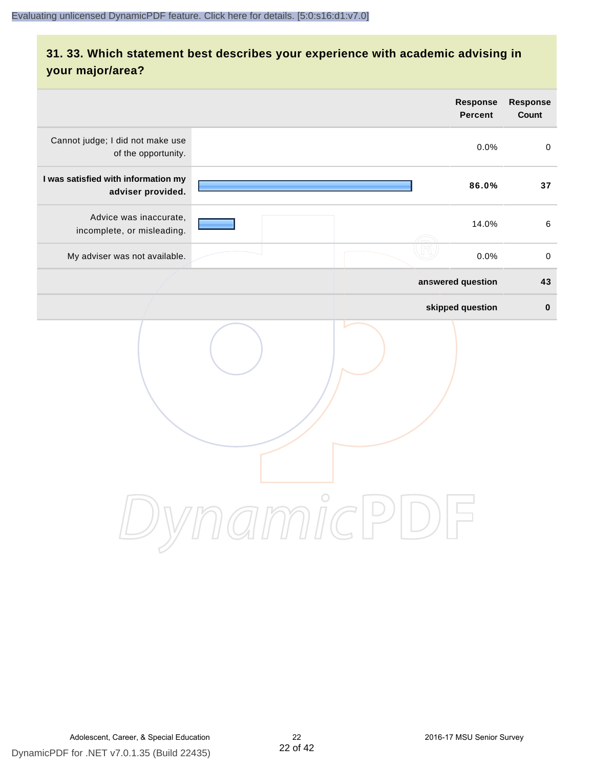## 31. 33. Which statement best describes your experience with academic advising in your major/area?

| | Response Percent | Response Count |
|---|---|---|
| Cannot judge; I did not make use of the opportunity. | 0.0% | 0 |
| **I was satisfied with information my adviser provided.** | **86.0%** | **37** |
| Advice was inaccurate, incomplete, or misleading. | 14.0% | 6 |
| My adviser was not available. | 0.0% | 0 |
| | **answered question** | **43** |
| | **skipped question** | **0** |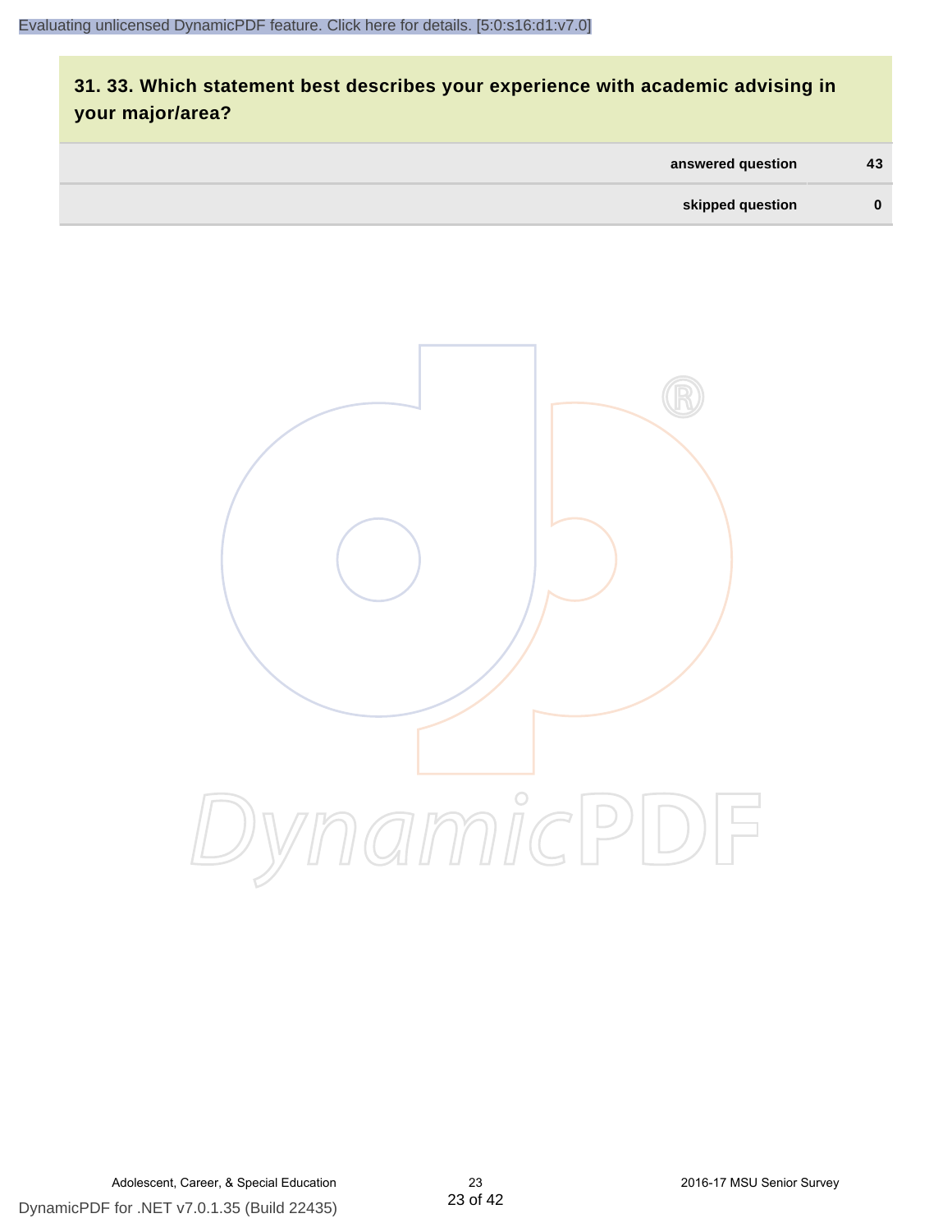## 31. 33. Which statement best describes your experience with academic advising in your major/area?

| | |
|---|---|
| answered question | 43 |
| skipped question | 0 |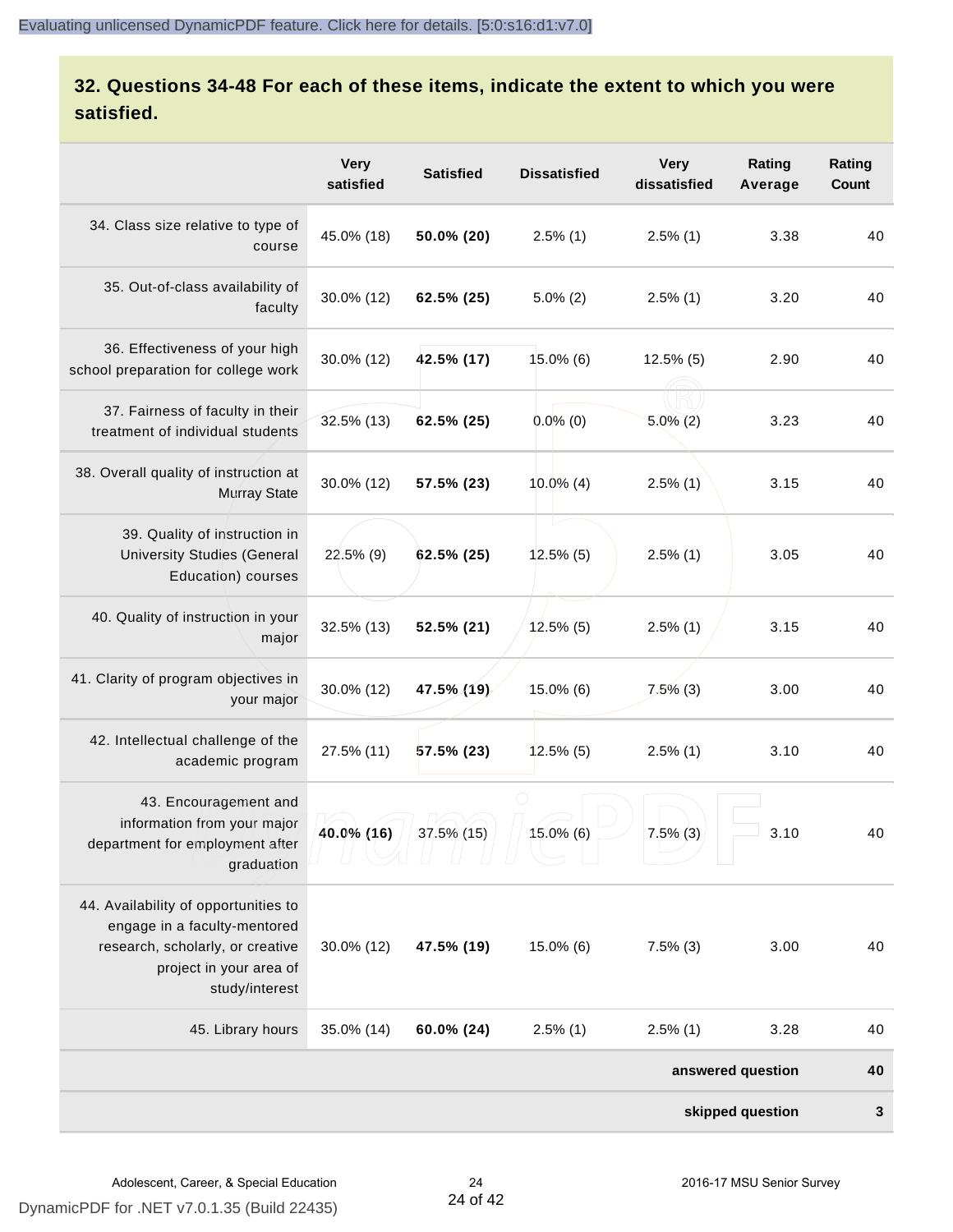## 32. Questions 34-48 For each of these items, indicate the extent to which you were satisfied.

| | Very satisfied | Satisfied | Dissatisfied | Very dissatisfied | Rating Average | Rating Count |
|---|---|---|---|---|---|---|
| 34. Class size relative to type of course | 45.0% (18) | **50.0% (20)** | 2.5% (1) | 2.5% (1) | 3.38 | 40 |
| 35. Out-of-class availability of faculty | 30.0% (12) | **62.5% (25)** | 5.0% (2) | 2.5% (1) | 3.20 | 40 |
| 36. Effectiveness of your high school preparation for college work | 30.0% (12) | **42.5% (17)** | 15.0% (6) | 12.5% (5) | 2.90 | 40 |
| 37. Fairness of faculty in their treatment of individual students | 32.5% (13) | **62.5% (25)** | 0.0% (0) | 5.0% (2) | 3.23 | 40 |
| 38. Overall quality of instruction at Murray State | 30.0% (12) | **57.5% (23)** | 10.0% (4) | 2.5% (1) | 3.15 | 40 |
| 39. Quality of instruction in University Studies (General Education) courses | 22.5% (9) | **62.5% (25)** | 12.5% (5) | 2.5% (1) | 3.05 | 40 |
| 40. Quality of instruction in your major | 32.5% (13) | **52.5% (21)** | 12.5% (5) | 2.5% (1) | 3.15 | 40 |
| 41. Clarity of program objectives in your major | 30.0% (12) | **47.5% (19)** | 15.0% (6) | 7.5% (3) | 3.00 | 40 |
| 42. Intellectual challenge of the academic program | 27.5% (11) | **57.5% (23)** | 12.5% (5) | 2.5% (1) | 3.10 | 40 |
| 43. Encouragement and information from your major department for employment after graduation | **40.0% (16)** | 37.5% (15) | 15.0% (6) | 7.5% (3) | 3.10 | 40 |
| 44. Availability of opportunities to engage in a faculty-mentored research, scholarly, or creative project in your area of study/interest | 30.0% (12) | **47.5% (19)** | 15.0% (6) | 7.5% (3) | 3.00 | 40 |
| 45. Library hours | 35.0% (14) | **60.0% (24)** | 2.5% (1) | 2.5% (1) | 3.28 | 40 |
| | | | | | **answered question** | **40** |
| | | | | | **skipped question** | **3** |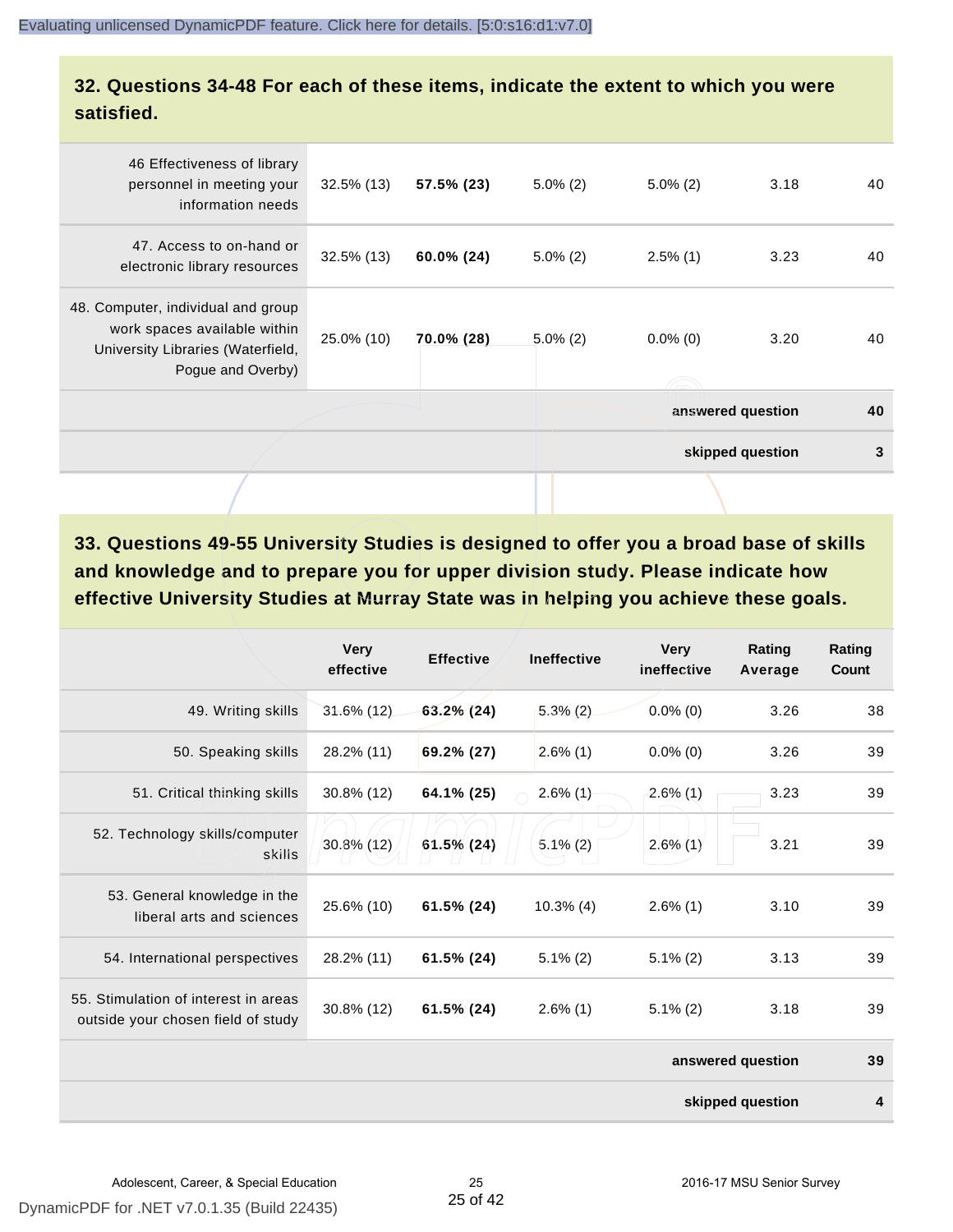## 32. Questions 34-48 For each of these items, indicate the extent to which you were satisfied.

| | | | | | | |
|---|---|---|---|---|---|---|
| 46 Effectiveness of library personnel in meeting your information needs | 32.5% (13) | **57.5% (23)** | 5.0% (2) | 5.0% (2) | 3.18 | 40 |
| 47. Access to on-hand or electronic library resources | 32.5% (13) | **60.0% (24)** | 5.0% (2) | 2.5% (1) | 3.23 | 40 |
| 48. Computer, individual and group work spaces available within University Libraries (Waterfield, Pogue and Overby) | 25.0% (10) | **70.0% (28)** | 5.0% (2) | 0.0% (0) | 3.20 | 40 |
| | | | | | **answered question** | **40** |
| | | | | | **skipped question** | **3** |

## 33. Questions 49-55 University Studies is designed to offer you a broad base of skills and knowledge and to prepare you for upper division study. Please indicate how effective University Studies at Murray State was in helping you achieve these goals.

| | Very effective | Effective | Ineffective | Very ineffective | Rating Average | Rating Count |
|---|---|---|---|---|---|---|
| 49. Writing skills | 31.6% (12) | **63.2% (24)** | 5.3% (2) | 0.0% (0) | 3.26 | 38 |
| 50. Speaking skills | 28.2% (11) | **69.2% (27)** | 2.6% (1) | 0.0% (0) | 3.26 | 39 |
| 51. Critical thinking skills | 30.8% (12) | **64.1% (25)** | 2.6% (1) | 2.6% (1) | 3.23 | 39 |
| 52. Technology skills/computer skills | 30.8% (12) | **61.5% (24)** | 5.1% (2) | 2.6% (1) | 3.21 | 39 |
| 53. General knowledge in the liberal arts and sciences | 25.6% (10) | **61.5% (24)** | 10.3% (4) | 2.6% (1) | 3.10 | 39 |
| 54. International perspectives | 28.2% (11) | **61.5% (24)** | 5.1% (2) | 5.1% (2) | 3.13 | 39 |
| 55. Stimulation of interest in areas outside your chosen field of study | 30.8% (12) | **61.5% (24)** | 2.6% (1) | 5.1% (2) | 3.18 | 39 |
| | | | | | **answered question** | **39** |
| | | | | | **skipped question** | **4** |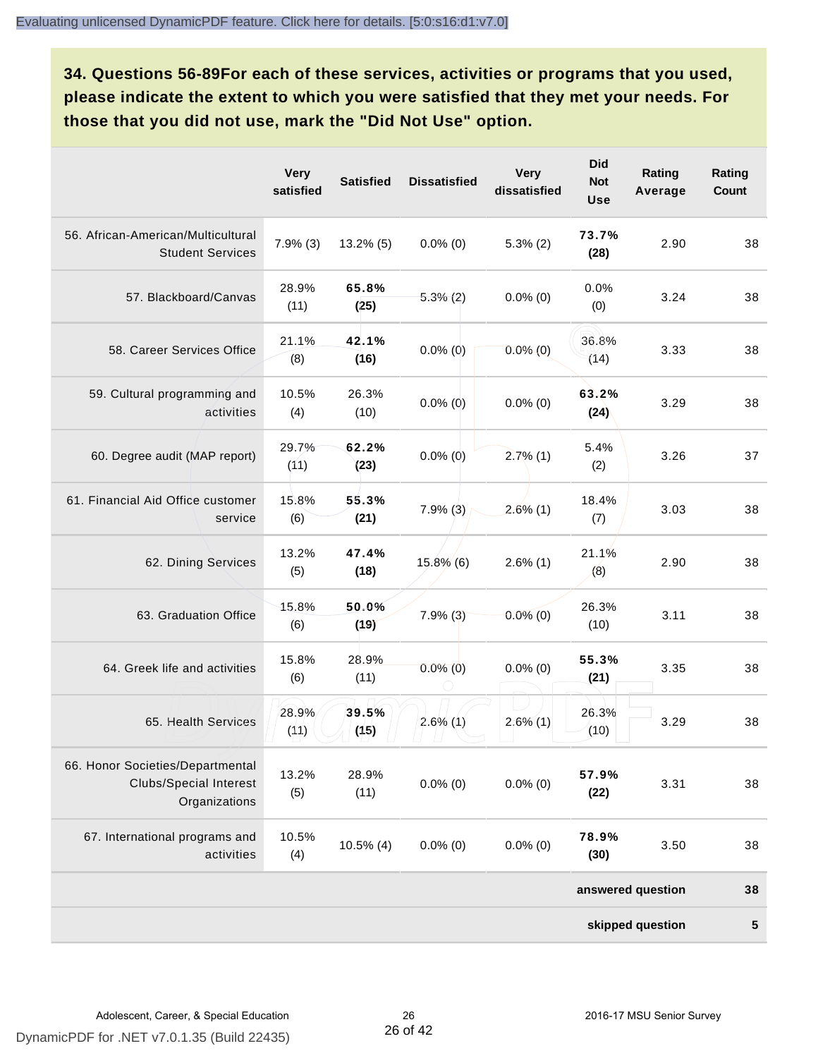**34. Questions 56-89For each of these services, activities or programs that you used, please indicate the extent to which you were satisfied that they met your needs. For those that you did not use, mark the "Did Not Use" option.**

| | Very satisfied | Satisfied | Dissatisfied | Very dissatisfied | Did Not Use | Rating Average | Rating Count |
|---|---|---|---|---|---|---|---|
| 56. African-American/Multicultural Student Services | 7.9% (3) | 13.2% (5) | 0.0% (0) | 5.3% (2) | **73.7% (28)** | 2.90 | 38 |
| 57. Blackboard/Canvas | 28.9% (11) | **65.8% (25)** | 5.3% (2) | 0.0% (0) | 0.0% (0) | 3.24 | 38 |
| 58. Career Services Office | 21.1% (8) | **42.1% (16)** | 0.0% (0) | 0.0% (0) | 36.8% (14) | 3.33 | 38 |
| 59. Cultural programming and activities | 10.5% (4) | 26.3% (10) | 0.0% (0) | 0.0% (0) | **63.2% (24)** | 3.29 | 38 |
| 60. Degree audit (MAP report) | 29.7% (11) | **62.2% (23)** | 0.0% (0) | 2.7% (1) | 5.4% (2) | 3.26 | 37 |
| 61. Financial Aid Office customer service | 15.8% (6) | **55.3% (21)** | 7.9% (3) | 2.6% (1) | 18.4% (7) | 3.03 | 38 |
| 62. Dining Services | 13.2% (5) | **47.4% (18)** | 15.8% (6) | 2.6% (1) | 21.1% (8) | 2.90 | 38 |
| 63. Graduation Office | 15.8% (6) | **50.0% (19)** | 7.9% (3) | 0.0% (0) | 26.3% (10) | 3.11 | 38 |
| 64. Greek life and activities | 15.8% (6) | 28.9% (11) | 0.0% (0) | 0.0% (0) | **55.3% (21)** | 3.35 | 38 |
| 65. Health Services | 28.9% (11) | **39.5% (15)** | 2.6% (1) | 2.6% (1) | 26.3% (10) | 3.29 | 38 |
| 66. Honor Societies/Departmental Clubs/Special Interest Organizations | 13.2% (5) | 28.9% (11) | 0.0% (0) | 0.0% (0) | **57.9% (22)** | 3.31 | 38 |
| 67. International programs and activities | 10.5% (4) | 10.5% (4) | 0.0% (0) | 0.0% (0) | **78.9% (30)** | 3.50 | 38 |
| | | | | | | **answered question** | **38** |
| | | | | | | **skipped question** | **5** |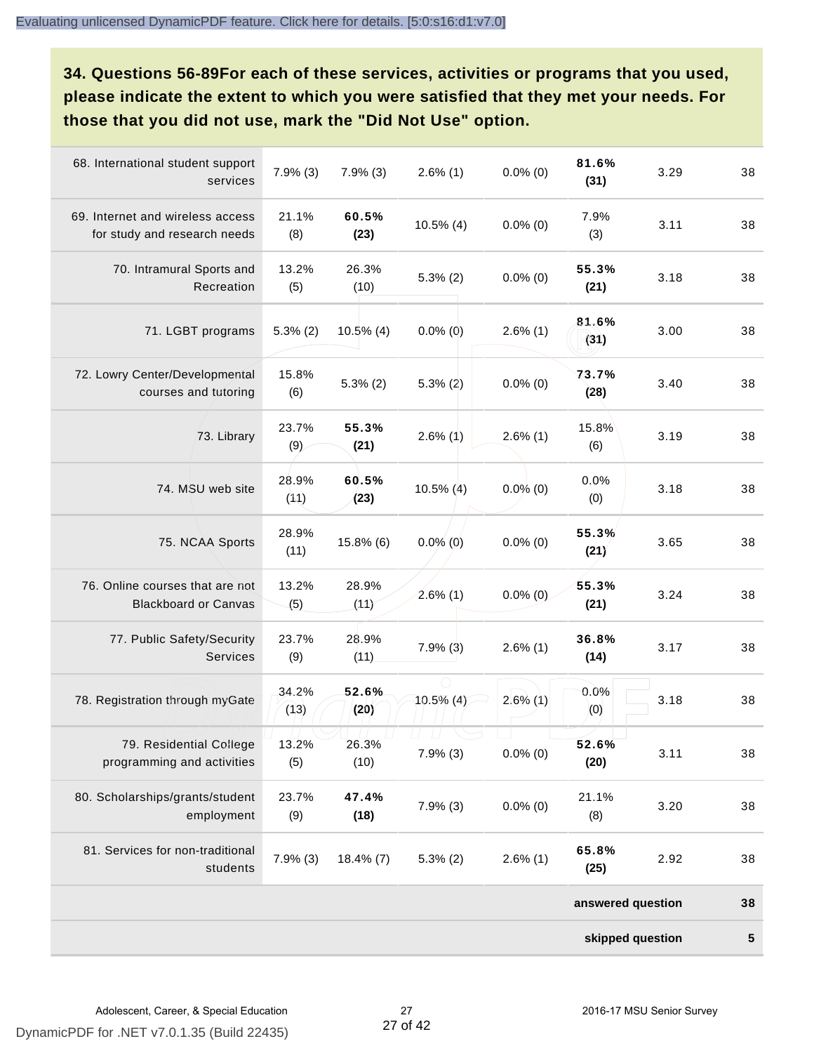## 34. Questions 56-89For each of these services, activities or programs that you used, please indicate the extent to which you were satisfied that they met your needs. For those that you did not use, mark the "Did Not Use" option.

| | | | | | | | |
|---|---|---|---|---|---|---|---|
| 68. International student support services | 7.9% (3) | 7.9% (3) | 2.6% (1) | 0.0% (0) | **81.6% (31)** | 3.29 | 38 |
| 69. Internet and wireless access for study and research needs | 21.1% (8) | **60.5% (23)** | 10.5% (4) | 0.0% (0) | 7.9% (3) | 3.11 | 38 |
| 70. Intramural Sports and Recreation | 13.2% (5) | 26.3% (10) | 5.3% (2) | 0.0% (0) | **55.3% (21)** | 3.18 | 38 |
| 71. LGBT programs | 5.3% (2) | 10.5% (4) | 0.0% (0) | 2.6% (1) | **81.6% (31)** | 3.00 | 38 |
| 72. Lowry Center/Developmental courses and tutoring | 15.8% (6) | 5.3% (2) | 5.3% (2) | 0.0% (0) | **73.7% (28)** | 3.40 | 38 |
| 73. Library | 23.7% (9) | **55.3% (21)** | 2.6% (1) | 2.6% (1) | 15.8% (6) | 3.19 | 38 |
| 74. MSU web site | 28.9% (11) | **60.5% (23)** | 10.5% (4) | 0.0% (0) | 0.0% (0) | 3.18 | 38 |
| 75. NCAA Sports | 28.9% (11) | 15.8% (6) | 0.0% (0) | 0.0% (0) | **55.3% (21)** | 3.65 | 38 |
| 76. Online courses that are not Blackboard or Canvas | 13.2% (5) | 28.9% (11) | 2.6% (1) | 0.0% (0) | **55.3% (21)** | 3.24 | 38 |
| 77. Public Safety/Security Services | 23.7% (9) | 28.9% (11) | 7.9% (3) | 2.6% (1) | **36.8% (14)** | 3.17 | 38 |
| 78. Registration through myGate | 34.2% (13) | **52.6% (20)** | 10.5% (4) | 2.6% (1) | 0.0% (0) | 3.18 | 38 |
| 79. Residential College programming and activities | 13.2% (5) | 26.3% (10) | 7.9% (3) | 0.0% (0) | **52.6% (20)** | 3.11 | 38 |
| 80. Scholarships/grants/student employment | 23.7% (9) | **47.4% (18)** | 7.9% (3) | 0.0% (0) | 21.1% (8) | 3.20 | 38 |
| 81. Services for non-traditional students | 7.9% (3) | 18.4% (7) | 5.3% (2) | 2.6% (1) | **65.8% (25)** | 2.92 | 38 |
| | | | | | | **answered question** | **38** |
| | | | | | | **skipped question** | **5** |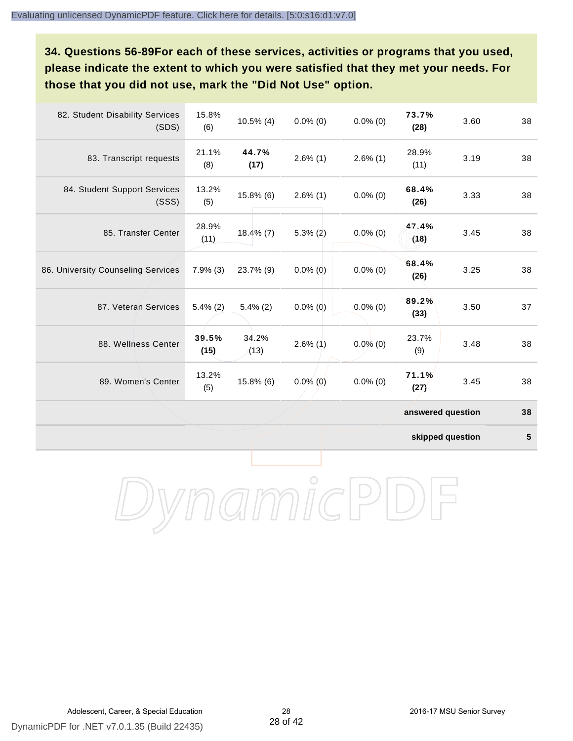**34. Questions 56-89For each of these services, activities or programs that you used, please indicate the extent to which you were satisfied that they met your needs. For those that you did not use, mark the "Did Not Use" option.**

| | | | | | | | |
|---|---|---|---|---|---|---|---|
| 82. Student Disability Services (SDS) | 15.8% (6) | 10.5% (4) | 0.0% (0) | 0.0% (0) | **73.7% (28)** | 3.60 | 38 |
| 83. Transcript requests | 21.1% (8) | **44.7% (17)** | 2.6% (1) | 2.6% (1) | 28.9% (11) | 3.19 | 38 |
| 84. Student Support Services (SSS) | 13.2% (5) | 15.8% (6) | 2.6% (1) | 0.0% (0) | **68.4% (26)** | 3.33 | 38 |
| 85. Transfer Center | 28.9% (11) | 18.4% (7) | 5.3% (2) | 0.0% (0) | **47.4% (18)** | 3.45 | 38 |
| 86. University Counseling Services | 7.9% (3) | 23.7% (9) | 0.0% (0) | 0.0% (0) | **68.4% (26)** | 3.25 | 38 |
| 87. Veteran Services | 5.4% (2) | 5.4% (2) | 0.0% (0) | 0.0% (0) | **89.2% (33)** | 3.50 | 37 |
| 88. Wellness Center | **39.5% (15)** | 34.2% (13) | 2.6% (1) | 0.0% (0) | 23.7% (9) | 3.48 | 38 |
| 89. Women's Center | 13.2% (5) | 15.8% (6) | 0.0% (0) | 0.0% (0) | **71.1% (27)** | 3.45 | 38 |
| | | | | | | **answered question** | **38** |
| | | | | | | **skipped question** | **5** |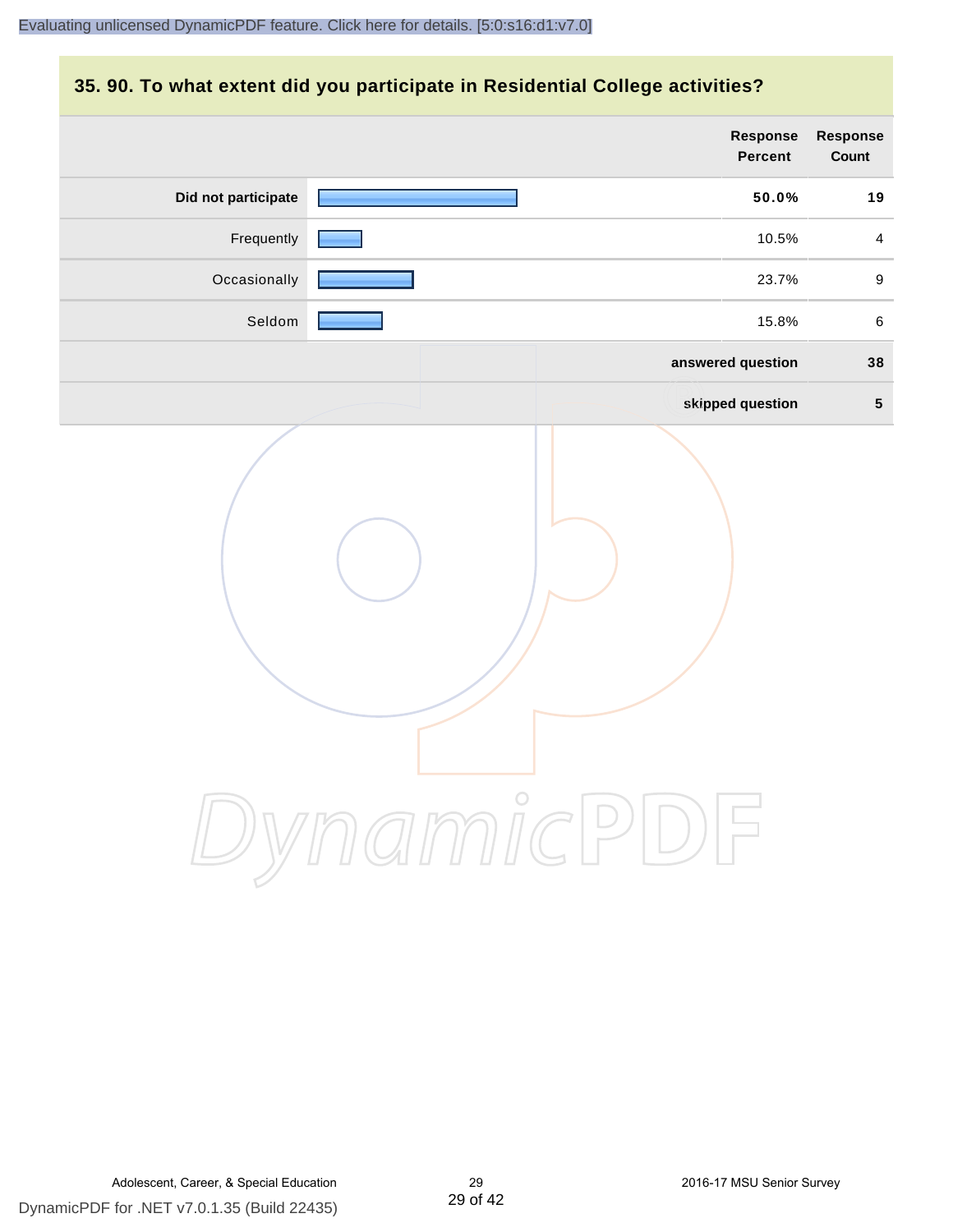## 35. 90. To what extent did you participate in Residential College activities?

| | Response Percent | Response Count |
|---|---|---|
| **Did not participate** | **50.0%** | **19** |
| Frequently | 10.5% | 4 |
| Occasionally | 23.7% | 9 |
| Seldom | 15.8% | 6 |
| | **answered question** | **38** |
| | **skipped question** | **5** |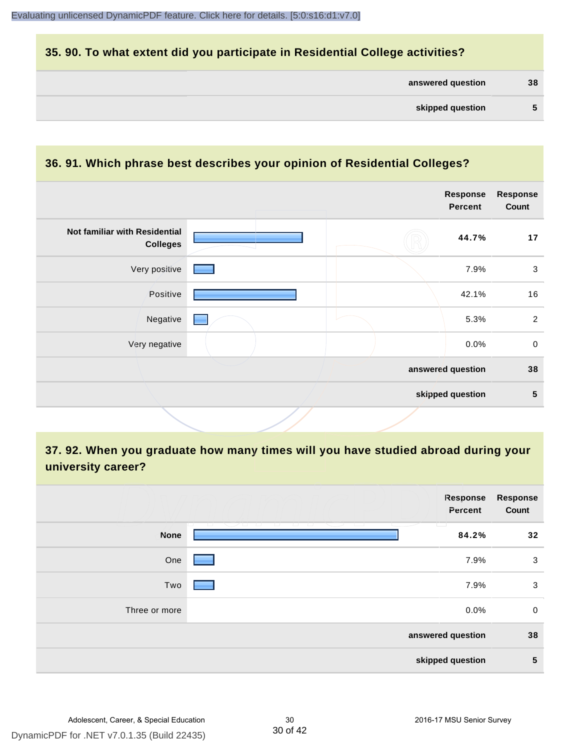## 35. 90. To what extent did you participate in Residential College activities?

| | |
|---|---|
| answered question | 38 |
| skipped question | 5 |

## 36. 91. Which phrase best describes your opinion of Residential Colleges?

| | Response Percent | Response Count |
|---|---|---|
| **Not familiar with Residential Colleges** | **44.7%** | **17** |
| Very positive | 7.9% | 3 |
| Positive | 42.1% | 16 |
| Negative | 5.3% | 2 |
| Very negative | 0.0% | 0 |
| | **answered question** | **38** |
| | **skipped question** | **5** |

## 37. 92. When you graduate how many times will you have studied abroad during your university career?

| | Response Percent | Response Count |
|---|---|---|
| **None** | **84.2%** | **32** |
| One | 7.9% | 3 |
| Two | 7.9% | 3 |
| Three or more | 0.0% | 0 |
| | **answered question** | **38** |
| | **skipped question** | **5** |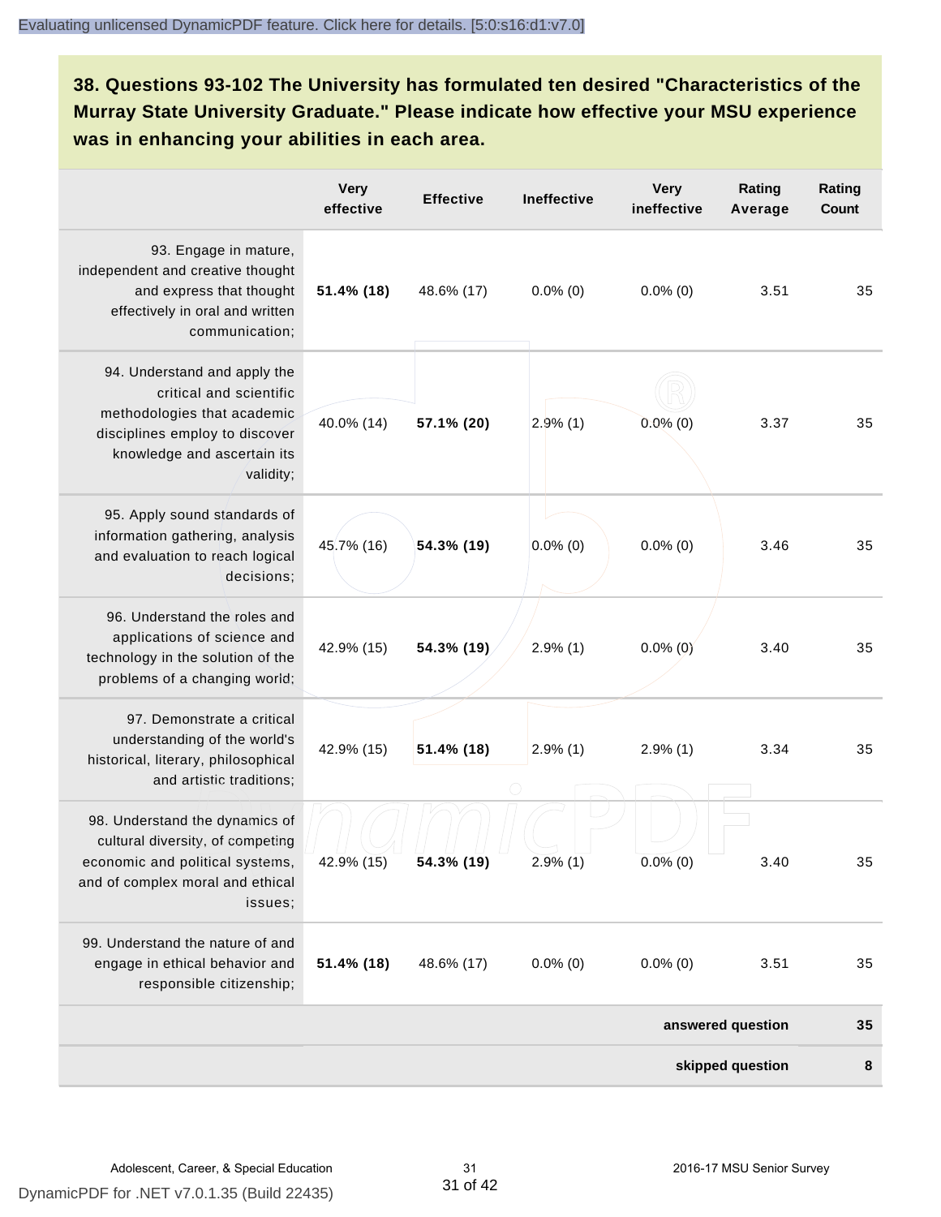### 38. Questions 93-102 The University has formulated ten desired "Characteristics of the Murray State University Graduate." Please indicate how effective your MSU experience was in enhancing your abilities in each area.

| | Very effective | Effective | Ineffective | Very ineffective | Rating Average | Rating Count |
|---|---|---|---|---|---|---|
| 93. Engage in mature, independent and creative thought and express that thought effectively in oral and written communication; | **51.4% (18)** | 48.6% (17) | 0.0% (0) | 0.0% (0) | 3.51 | 35 |
| 94. Understand and apply the critical and scientific methodologies that academic disciplines employ to discover knowledge and ascertain its validity; | 40.0% (14) | **57.1% (20)** | 2.9% (1) | 0.0% (0) | 3.37 | 35 |
| 95. Apply sound standards of information gathering, analysis and evaluation to reach logical decisions; | 45.7% (16) | **54.3% (19)** | 0.0% (0) | 0.0% (0) | 3.46 | 35 |
| 96. Understand the roles and applications of science and technology in the solution of the problems of a changing world; | 42.9% (15) | **54.3% (19)** | 2.9% (1) | 0.0% (0) | 3.40 | 35 |
| 97. Demonstrate a critical understanding of the world's historical, literary, philosophical and artistic traditions; | 42.9% (15) | **51.4% (18)** | 2.9% (1) | 2.9% (1) | 3.34 | 35 |
| 98. Understand the dynamics of cultural diversity, of competing economic and political systems, and of complex moral and ethical issues; | 42.9% (15) | **54.3% (19)** | 2.9% (1) | 0.0% (0) | 3.40 | 35 |
| 99. Understand the nature of and engage in ethical behavior and responsible citizenship; | **51.4% (18)** | 48.6% (17) | 0.0% (0) | 0.0% (0) | 3.51 | 35 |
| | | | | | **answered question** | **35** |
| | | | | | **skipped question** | **8** |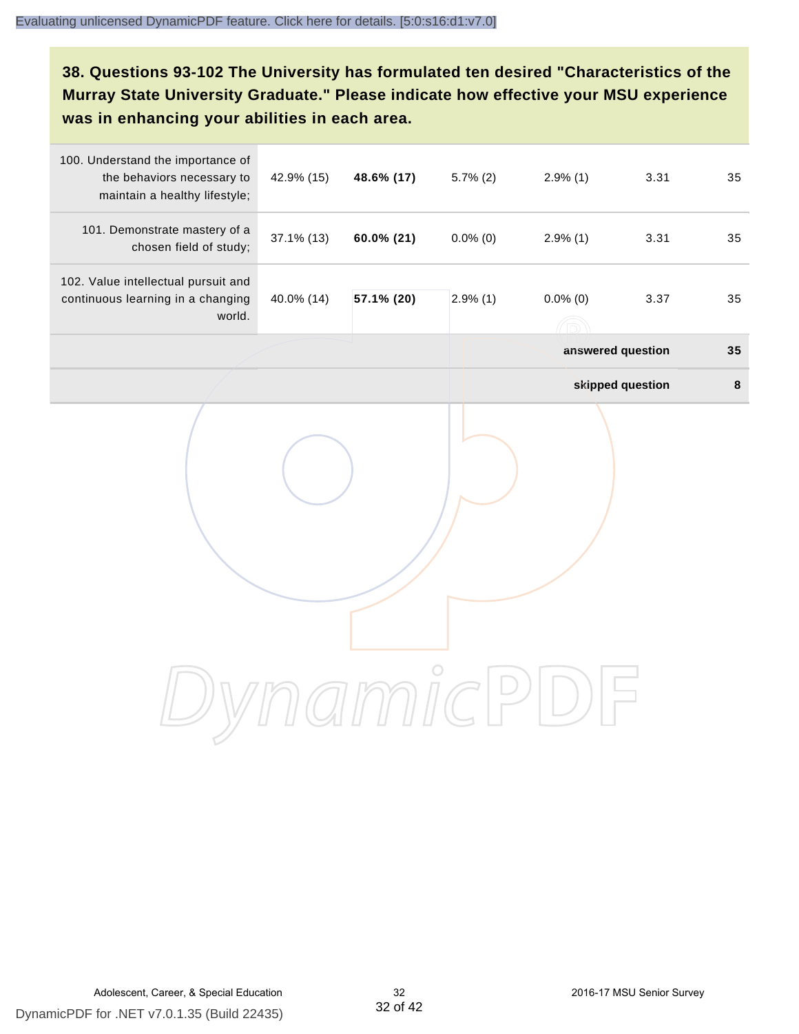**38. Questions 93-102 The University has formulated ten desired "Characteristics of the Murray State University Graduate." Please indicate how effective your MSU experience was in enhancing your abilities in each area.**

| | | | | | | |
|---|---|---|---|---|---|---|
| 100. Understand the importance of the behaviors necessary to maintain a healthy lifestyle; | 42.9% (15) | **48.6% (17)** | 5.7% (2) | 2.9% (1) | 3.31 | 35 |
| 101. Demonstrate mastery of a chosen field of study; | 37.1% (13) | **60.0% (21)** | 0.0% (0) | 2.9% (1) | 3.31 | 35 |
| 102. Value intellectual pursuit and continuous learning in a changing world. | 40.0% (14) | **57.1% (20)** | 2.9% (1) | 0.0% (0) | 3.37 | 35 |
| | | | | | **answered question** | **35** |
| | | | | | **skipped question** | **8** |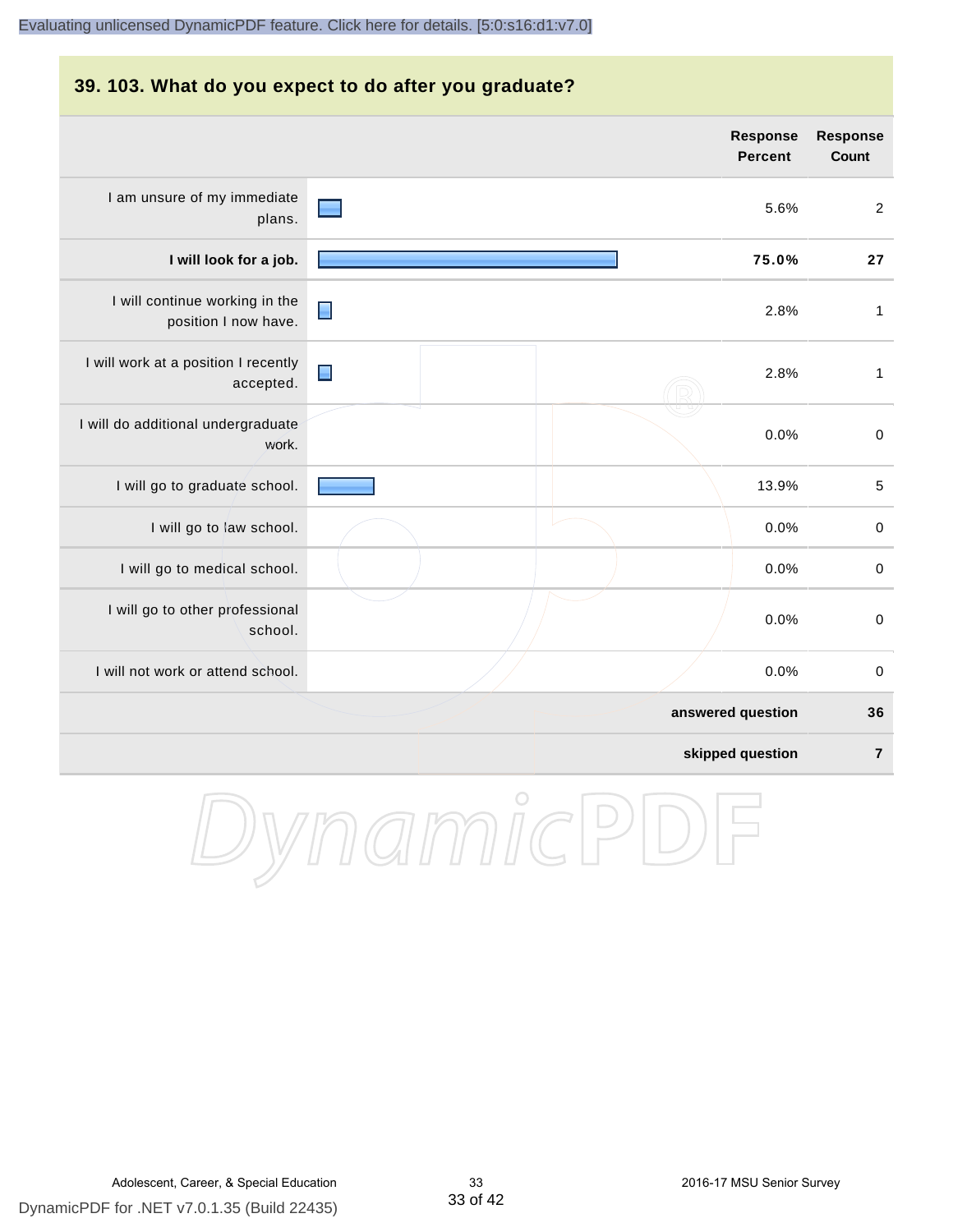## 39. 103. What do you expect to do after you graduate?

| | Response Percent | Response Count |
|---|---|---|
| I am unsure of my immediate plans. | 5.6% | 2 |
| **I will look for a job.** | **75.0%** | **27** |
| I will continue working in the position I now have. | 2.8% | 1 |
| I will work at a position I recently accepted. | 2.8% | 1 |
| I will do additional undergraduate work. | 0.0% | 0 |
| I will go to graduate school. | 13.9% | 5 |
| I will go to law school. | 0.0% | 0 |
| I will go to medical school. | 0.0% | 0 |
| I will go to other professional school. | 0.0% | 0 |
| I will not work or attend school. | 0.0% | 0 |
| | **answered question** | **36** |
| | **skipped question** | **7** |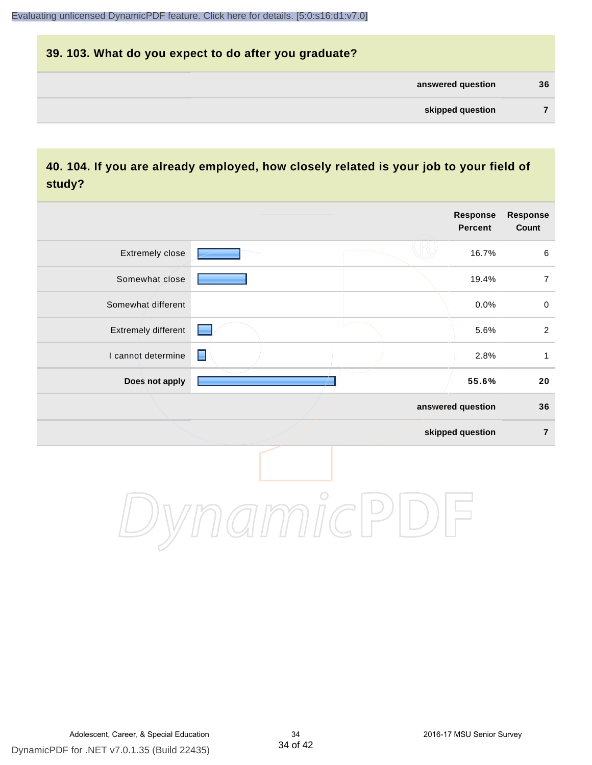## 39. 103. What do you expect to do after you graduate?

| | |
|---|---|
| answered question | 36 |
| skipped question | 7 |

## 40. 104. If you are already employed, how closely related is your job to your field of study?

| | Response Percent | Response Count |
|---|---|---|
| Extremely close | 16.7% | 6 |
| Somewhat close | 19.4% | 7 |
| Somewhat different | 0.0% | 0 |
| Extremely different | 5.6% | 2 |
| I cannot determine | 2.8% | 1 |
| **Does not apply** | **55.6%** | **20** |
| answered question | | 36 |
| skipped question | | 7 |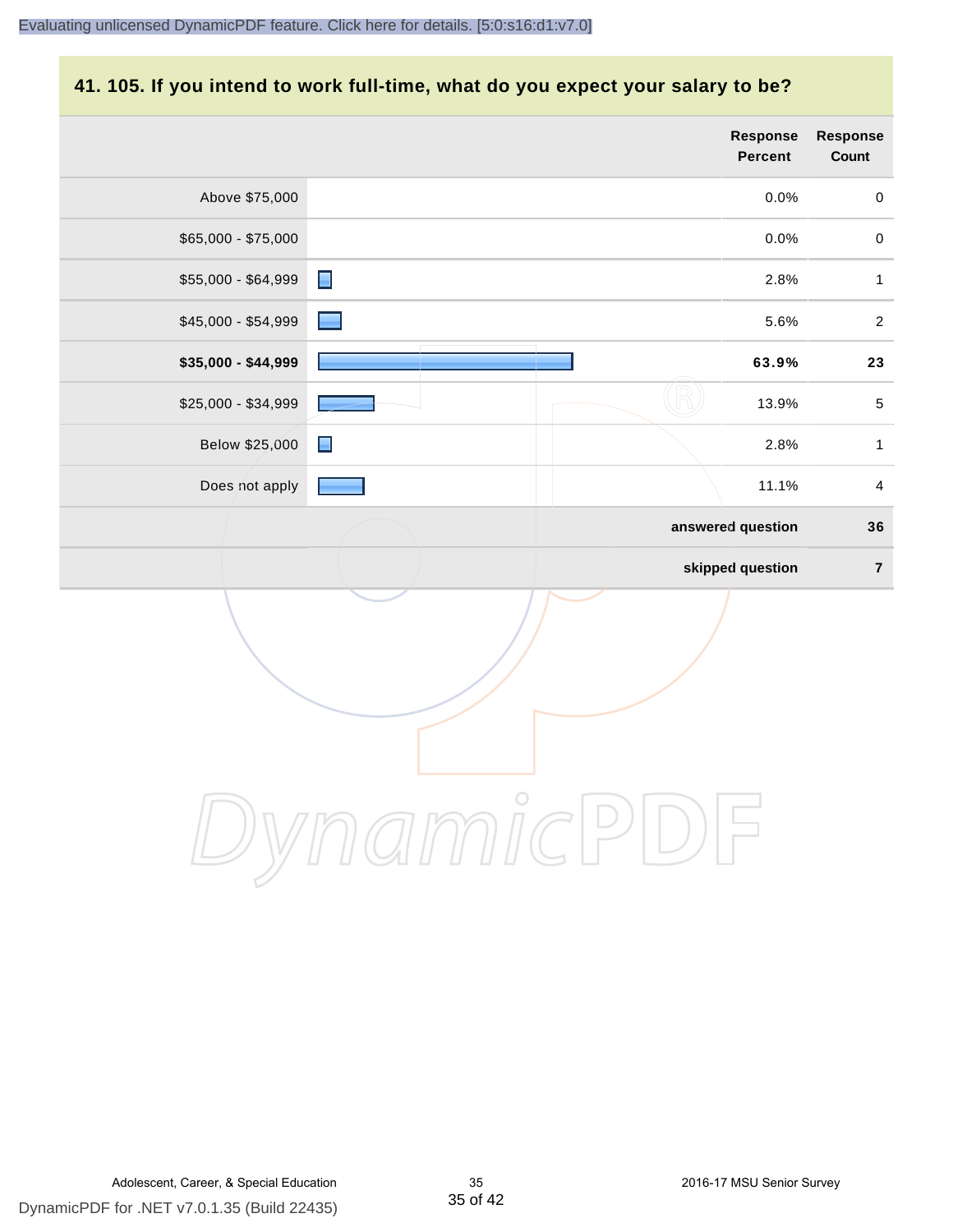## 41. 105. If you intend to work full-time, what do you expect your salary to be?

| | Response Percent | Response Count |
|---|---|---|
| Above $75,000 | 0.0% | 0 |
| $65,000 - $75,000 | 0.0% | 0 |
| $55,000 - $64,999 | 2.8% | 1 |
| $45,000 - $54,999 | 5.6% | 2 |
| **$35,000 - $44,999** | **63.9%** | **23** |
| $25,000 - $34,999 | 13.9% | 5 |
| Below $25,000 | 2.8% | 1 |
| Does not apply | 11.1% | 4 |
| | **answered question** | **36** |
| | **skipped question** | **7** |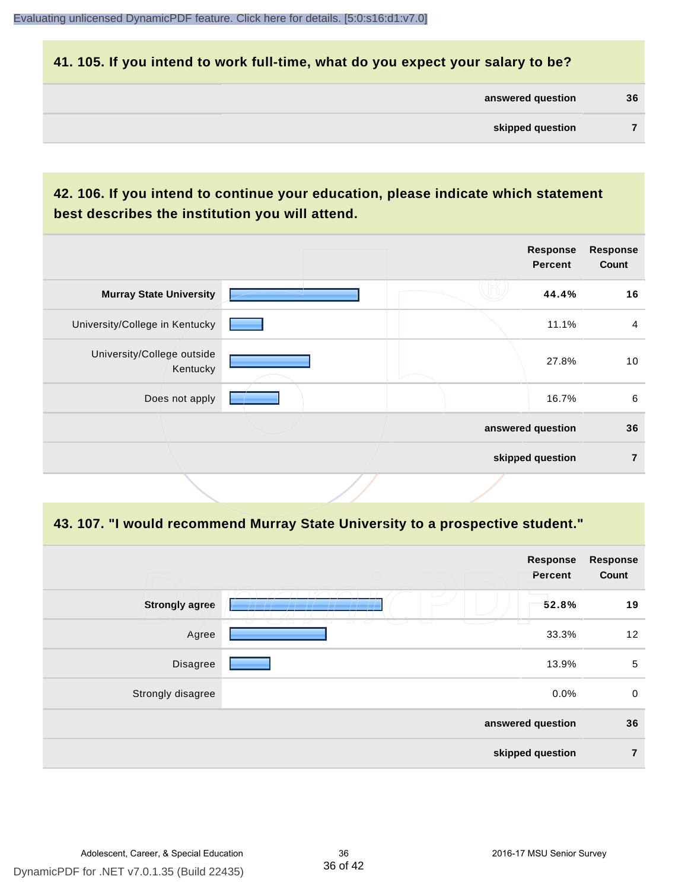## 41. 105. If you intend to work full-time, what do you expect your salary to be?

| | |
|---|---|
| **answered question** | **36** |
| **skipped question** | **7** |

## 42. 106. If you intend to continue your education, please indicate which statement best describes the institution you will attend.

| | Response Percent | Response Count |
|---|---|---|
| **Murray State University** | **44.4%** | **16** |
| University/College in Kentucky | 11.1% | 4 |
| University/College outside Kentucky | 27.8% | 10 |
| Does not apply | 16.7% | 6 |
| | **answered question** | **36** |
| | **skipped question** | **7** |

## 43. 107. "I would recommend Murray State University to a prospective student."

| | Response Percent | Response Count |
|---|---|---|
| **Strongly agree** | **52.8%** | **19** |
| Agree | 33.3% | 12 |
| Disagree | 13.9% | 5 |
| Strongly disagree | 0.0% | 0 |
| | **answered question** | **36** |
| | **skipped question** | **7** |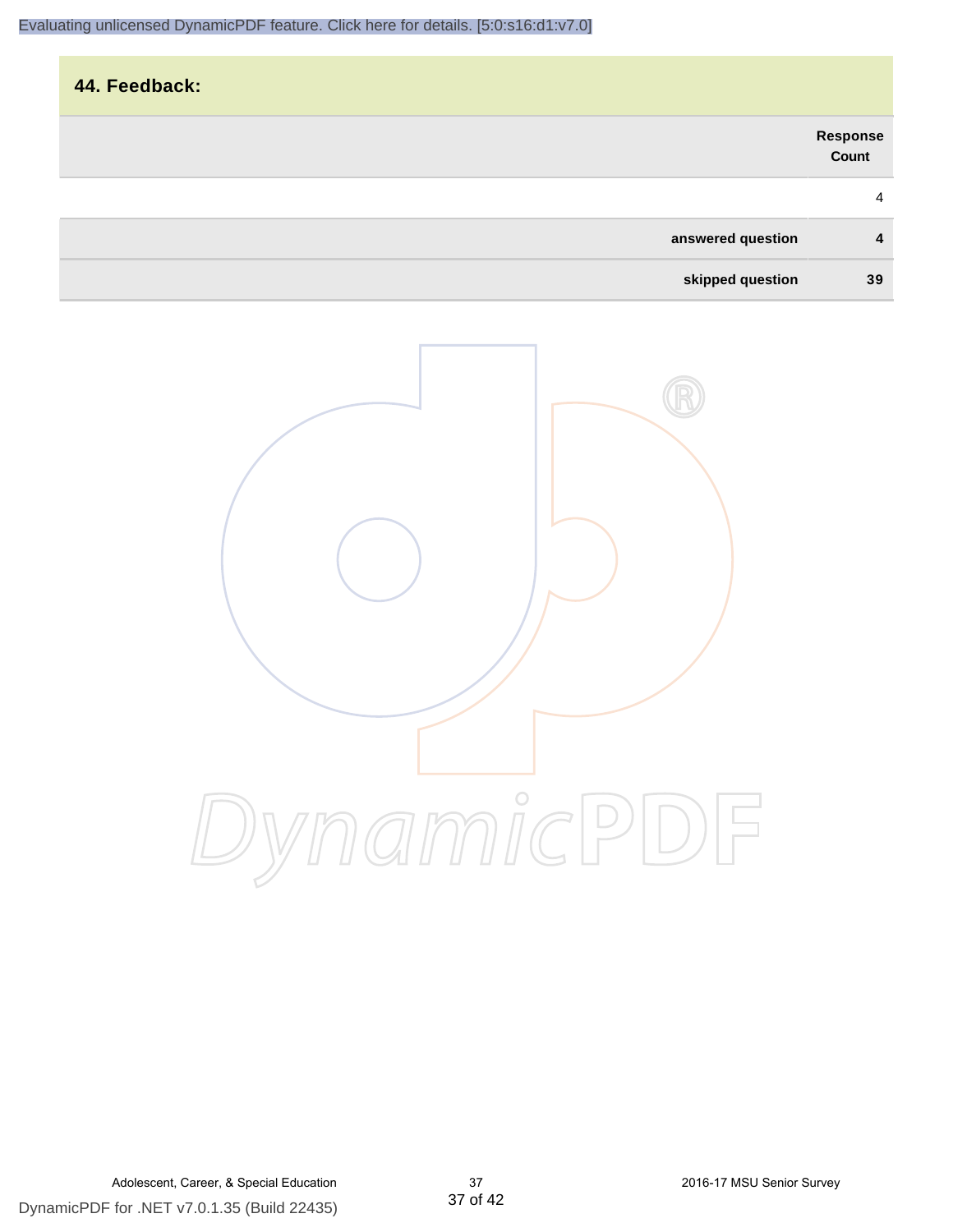## 44. Feedback:

| | Response Count |
|---|---|
| | 4 |
| **answered question** | **4** |
| **skipped question** | **39** |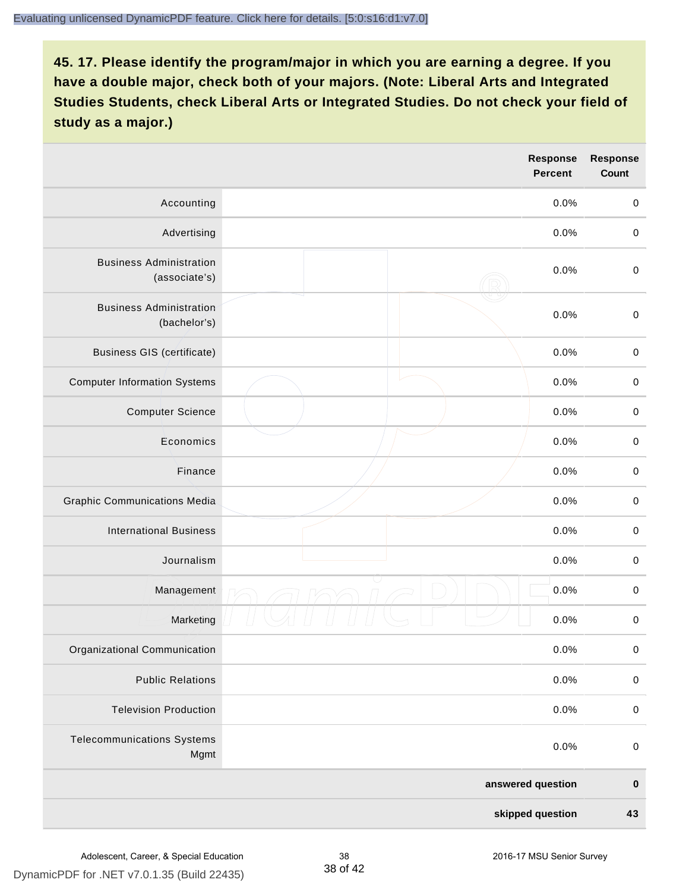**45. 17. Please identify the program/major in which you are earning a degree. If you have a double major, check both of your majors. (Note: Liberal Arts and Integrated Studies Students, check Liberal Arts or Integrated Studies. Do not check your field of study as a major.)**

| | | Response Percent | Response Count |
|---|---|---|---|
| Accounting | | 0.0% | 0 |
| Advertising | | 0.0% | 0 |
| Business Administration (associate's) | | 0.0% | 0 |
| Business Administration (bachelor's) | | 0.0% | 0 |
| Business GIS (certificate) | | 0.0% | 0 |
| Computer Information Systems | | 0.0% | 0 |
| Computer Science | | 0.0% | 0 |
| Economics | | 0.0% | 0 |
| Finance | | 0.0% | 0 |
| Graphic Communications Media | | 0.0% | 0 |
| International Business | | 0.0% | 0 |
| Journalism | | 0.0% | 0 |
| Management | | 0.0% | 0 |
| Marketing | | 0.0% | 0 |
| Organizational Communication | | 0.0% | 0 |
| Public Relations | | 0.0% | 0 |
| Television Production | | 0.0% | 0 |
| Telecommunications Systems Mgmt | | 0.0% | 0 |
| | | **answered question** | **0** |
| | | **skipped question** | **43** |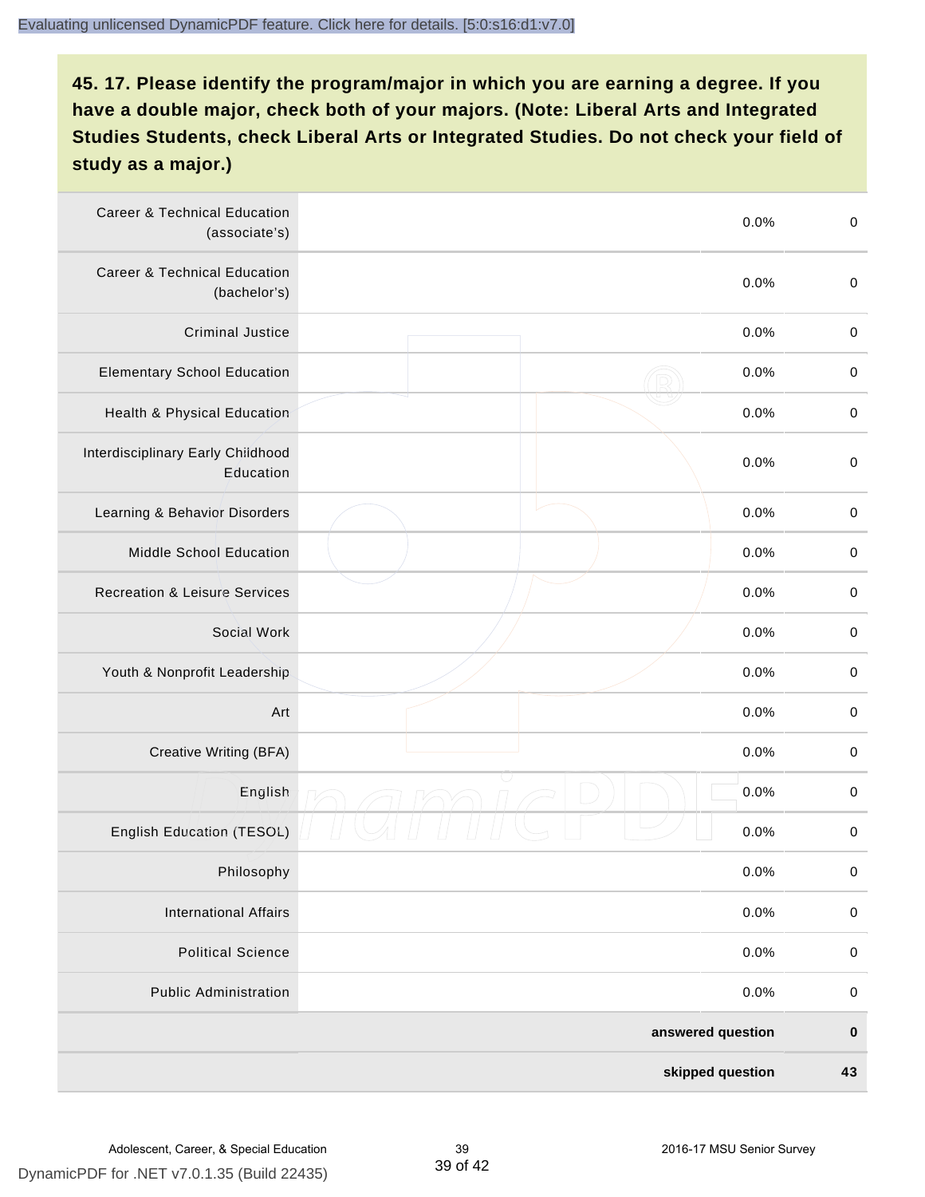**45. 17. Please identify the program/major in which you are earning a degree. If you have a double major, check both of your majors. (Note: Liberal Arts and Integrated Studies Students, check Liberal Arts or Integrated Studies. Do not check your field of study as a major.)**

| | | | |
|---|---|---|---|
| Career & Technical Education (associate's) | | 0.0% | 0 |
| Career & Technical Education (bachelor's) | | 0.0% | 0 |
| Criminal Justice | | 0.0% | 0 |
| Elementary School Education | | 0.0% | 0 |
| Health & Physical Education | | 0.0% | 0 |
| Interdisciplinary Early Childhood Education | | 0.0% | 0 |
| Learning & Behavior Disorders | | 0.0% | 0 |
| Middle School Education | | 0.0% | 0 |
| Recreation & Leisure Services | | 0.0% | 0 |
| Social Work | | 0.0% | 0 |
| Youth & Nonprofit Leadership | | 0.0% | 0 |
| Art | | 0.0% | 0 |
| Creative Writing (BFA) | | 0.0% | 0 |
| English | | 0.0% | 0 |
| English Education (TESOL) | | 0.0% | 0 |
| Philosophy | | 0.0% | 0 |
| International Affairs | | 0.0% | 0 |
| Political Science | | 0.0% | 0 |
| Public Administration | | 0.0% | 0 |
| | | **answered question** | **0** |
| | | **skipped question** | **43** |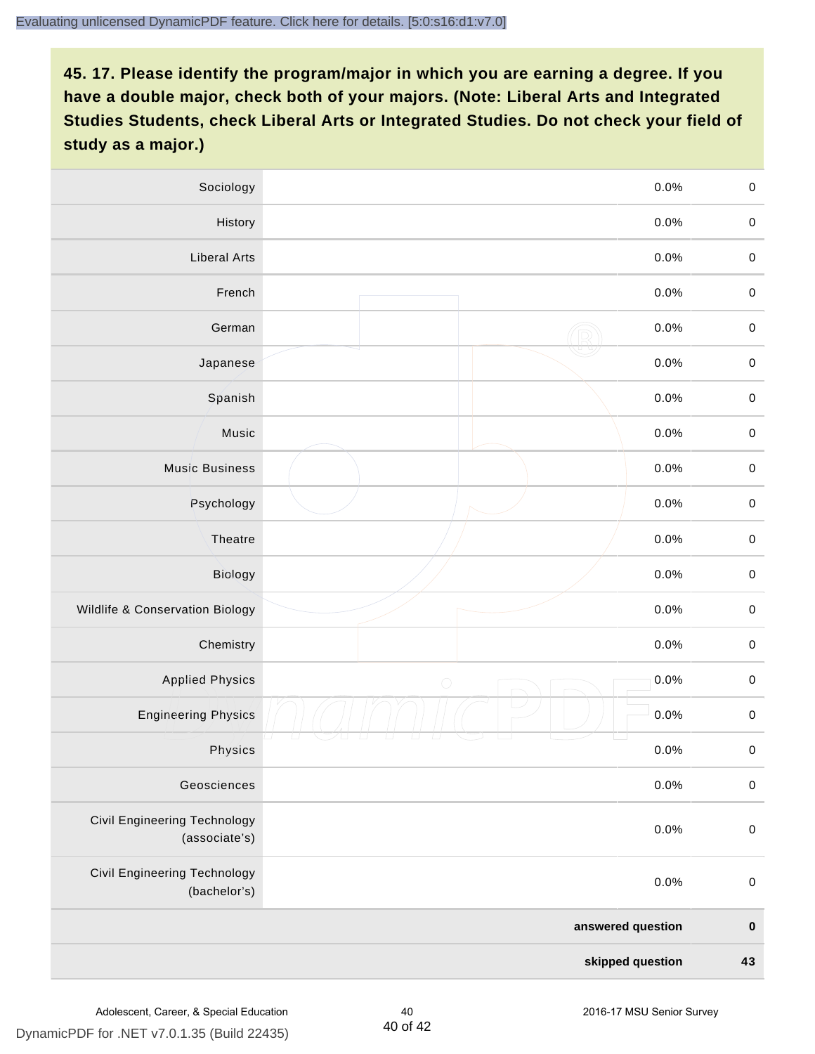**45. 17. Please identify the program/major in which you are earning a degree. If you have a double major, check both of your majors. (Note: Liberal Arts and Integrated Studies Students, check Liberal Arts or Integrated Studies. Do not check your field of study as a major.)**

| | | | |
|---|---|---|---|
| Sociology | | 0.0% | 0 |
| History | | 0.0% | 0 |
| Liberal Arts | | 0.0% | 0 |
| French | | 0.0% | 0 |
| German | | 0.0% | 0 |
| Japanese | | 0.0% | 0 |
| Spanish | | 0.0% | 0 |
| Music | | 0.0% | 0 |
| Music Business | | 0.0% | 0 |
| Psychology | | 0.0% | 0 |
| Theatre | | 0.0% | 0 |
| Biology | | 0.0% | 0 |
| Wildlife & Conservation Biology | | 0.0% | 0 |
| Chemistry | | 0.0% | 0 |
| Applied Physics | | 0.0% | 0 |
| Engineering Physics | | 0.0% | 0 |
| Physics | | 0.0% | 0 |
| Geosciences | | 0.0% | 0 |
| Civil Engineering Technology (associate's) | | 0.0% | 0 |
| Civil Engineering Technology (bachelor's) | | 0.0% | 0 |
| | | **answered question** | **0** |
| | | **skipped question** | **43** |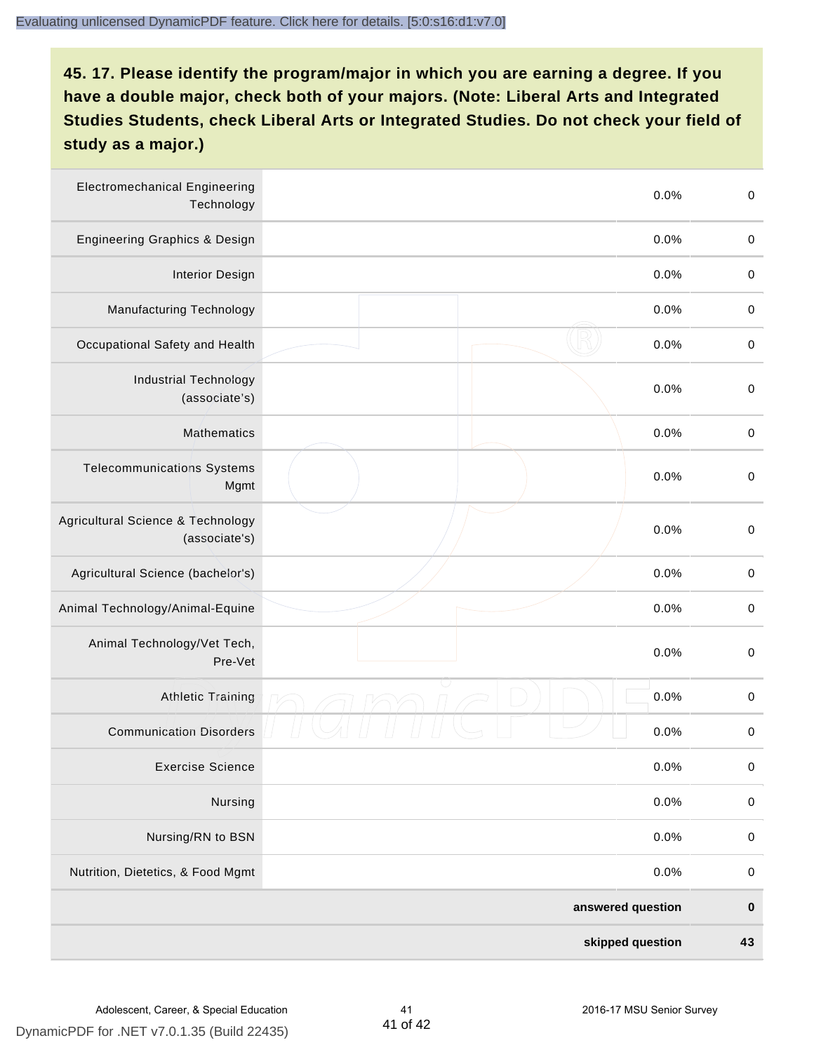**45. 17. Please identify the program/major in which you are earning a degree. If you have a double major, check both of your majors. (Note: Liberal Arts and Integrated Studies Students, check Liberal Arts or Integrated Studies. Do not check your field of study as a major.)**

| | | | |
|---|---|---|---|
| Electromechanical Engineering Technology | | 0.0% | 0 |
| Engineering Graphics & Design | | 0.0% | 0 |
| Interior Design | | 0.0% | 0 |
| Manufacturing Technology | | 0.0% | 0 |
| Occupational Safety and Health | | 0.0% | 0 |
| Industrial Technology (associate's) | | 0.0% | 0 |
| Mathematics | | 0.0% | 0 |
| Telecommunications Systems Mgmt | | 0.0% | 0 |
| Agricultural Science & Technology (associate's) | | 0.0% | 0 |
| Agricultural Science (bachelor's) | | 0.0% | 0 |
| Animal Technology/Animal-Equine | | 0.0% | 0 |
| Animal Technology/Vet Tech, Pre-Vet | | 0.0% | 0 |
| Athletic Training | | 0.0% | 0 |
| Communication Disorders | | 0.0% | 0 |
| Exercise Science | | 0.0% | 0 |
| Nursing | | 0.0% | 0 |
| Nursing/RN to BSN | | 0.0% | 0 |
| Nutrition, Dietetics, & Food Mgmt | | 0.0% | 0 |
| | | **answered question** | **0** |
| | | **skipped question** | **43** |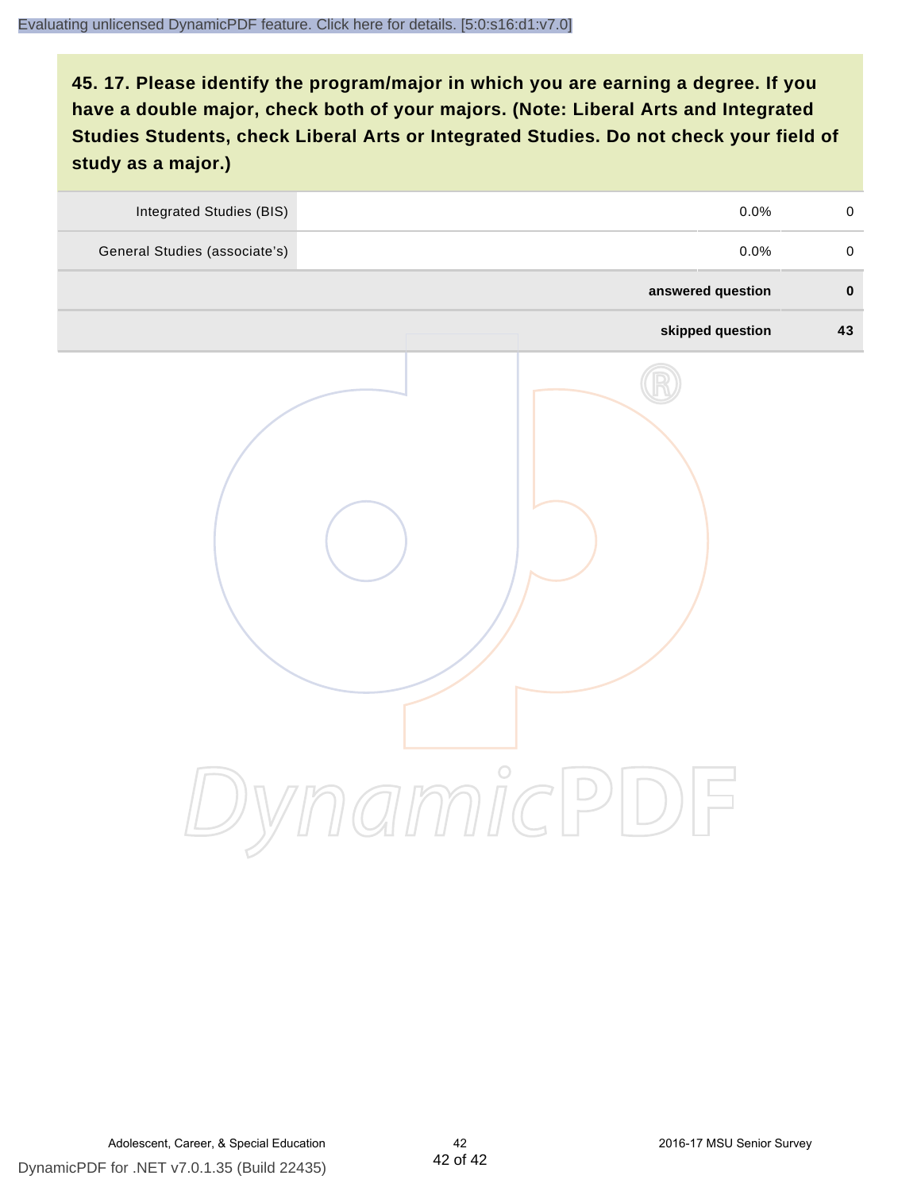**45. 17. Please identify the program/major in which you are earning a degree. If you have a double major, check both of your majors. (Note: Liberal Arts and Integrated Studies Students, check Liberal Arts or Integrated Studies. Do not check your field of study as a major.)**

| | | | |
|---|---|---|---|
| Integrated Studies (BIS) | | 0.0% | 0 |
| General Studies (associate's) | | 0.0% | 0 |
| | | **answered question** | **0** |
| | | **skipped question** | **43** |